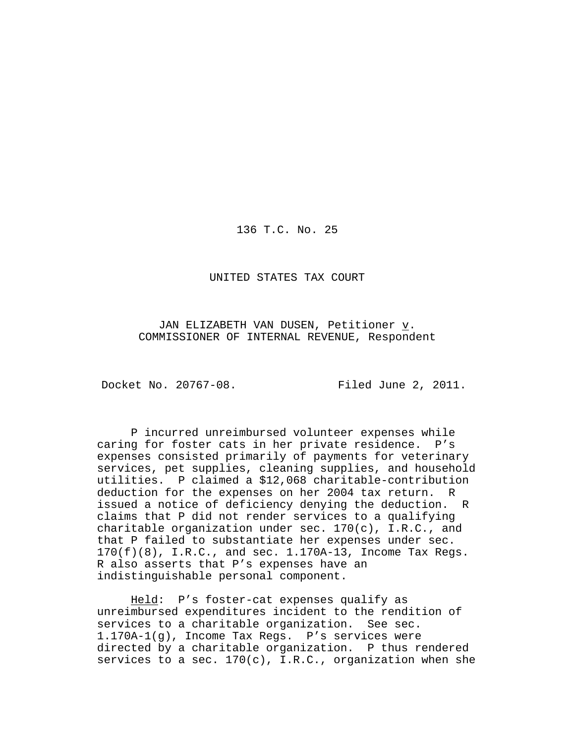136 T.C. No. 25

UNITED STATES TAX COURT

JAN ELIZABETH VAN DUSEN, Petitioner v. COMMISSIONER OF INTERNAL REVENUE, Respondent

Docket No. 20767-08. Filed June 2, 2011.

P incurred unreimbursed volunteer expenses while caring for foster cats in her private residence. P's expenses consisted primarily of payments for veterinary services, pet supplies, cleaning supplies, and household utilities. P claimed a $12,068 charitable-contribution deduction for the expenses on her 2004 tax return. R issued a notice of deficiency denying the deduction. R claims that P did not render services to a qualifying charitable organization under sec. 170(c), I.R.C., and that P failed to substantiate her expenses under sec. 170(f)(8), I.R.C., and sec. 1.170A-13, Income Tax Regs. R also asserts that P's expenses have an indistinguishable personal component.

_Held_: P's foster-cat expenses qualify as unreimbursed expenditures incident to the rendition of services to a charitable organization. See sec. 1.170A-1(g), Income Tax Regs. P's services were directed by a charitable organization. P thus rendered services to a sec. 170(c), I.R.C., organization when she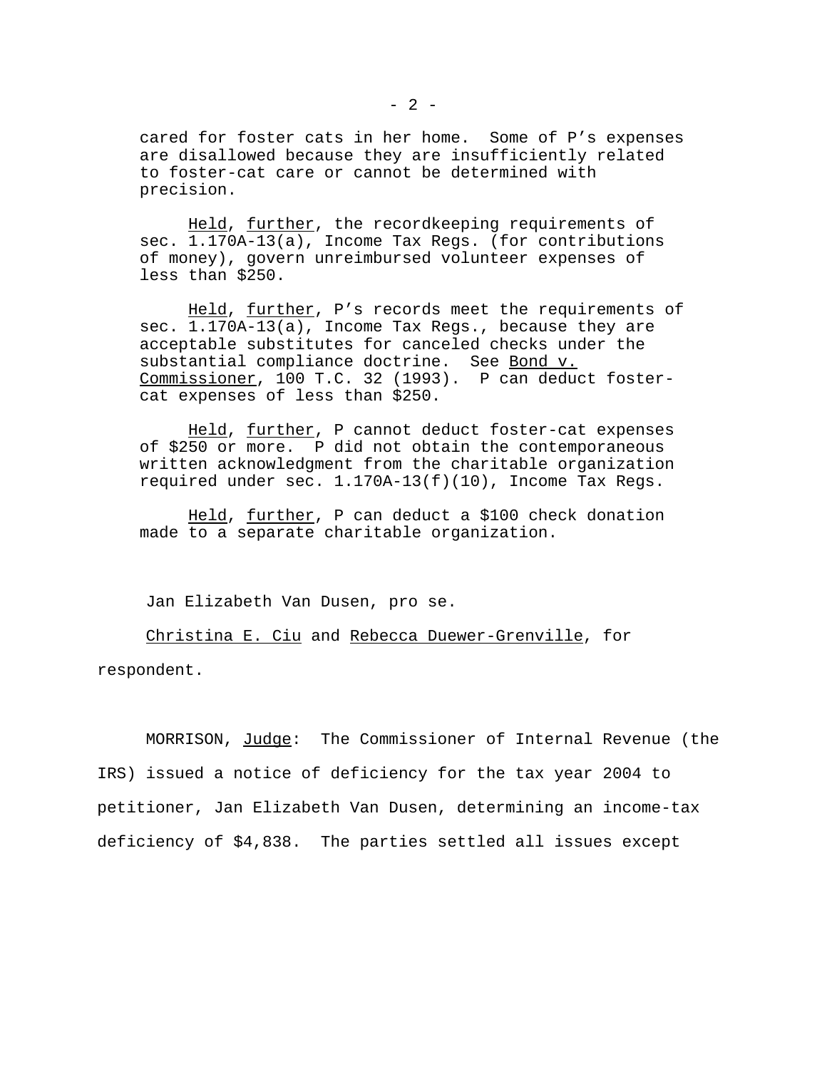cared for foster cats in her home. Some of P’s expenses are disallowed because they are insufficiently related to foster-cat care or cannot be determined with precision.

Held, further, the recordkeeping requirements of sec. 1.170A-13(a), Income Tax Regs. (for contributions of money), govern unreimbursed volunteer expenses of less than $250.

Held, further, P’s records meet the requirements of sec. 1.170A-13(a), Income Tax Regs., because they are acceptable substitutes for canceled checks under the substantial compliance doctrine. See Bond v. Commissioner, 100 T.C. 32 (1993). P can deduct foster-cat expenses of less than $250.

Held, further, P cannot deduct foster-cat expenses of $250 or more. P did not obtain the contemporaneous written acknowledgment from the charitable organization required under sec. 1.170A-13(f)(10), Income Tax Regs.

Held, further, P can deduct a $100 check donation made to a separate charitable organization.

Jan Elizabeth Van Dusen, pro se.

Christina E. Ciu and Rebecca Duewer-Grenville, for respondent.

MORRISON, Judge: The Commissioner of Internal Revenue (the IRS) issued a notice of deficiency for the tax year 2004 to petitioner, Jan Elizabeth Van Dusen, determining an income-tax deficiency of $4,838. The parties settled all issues except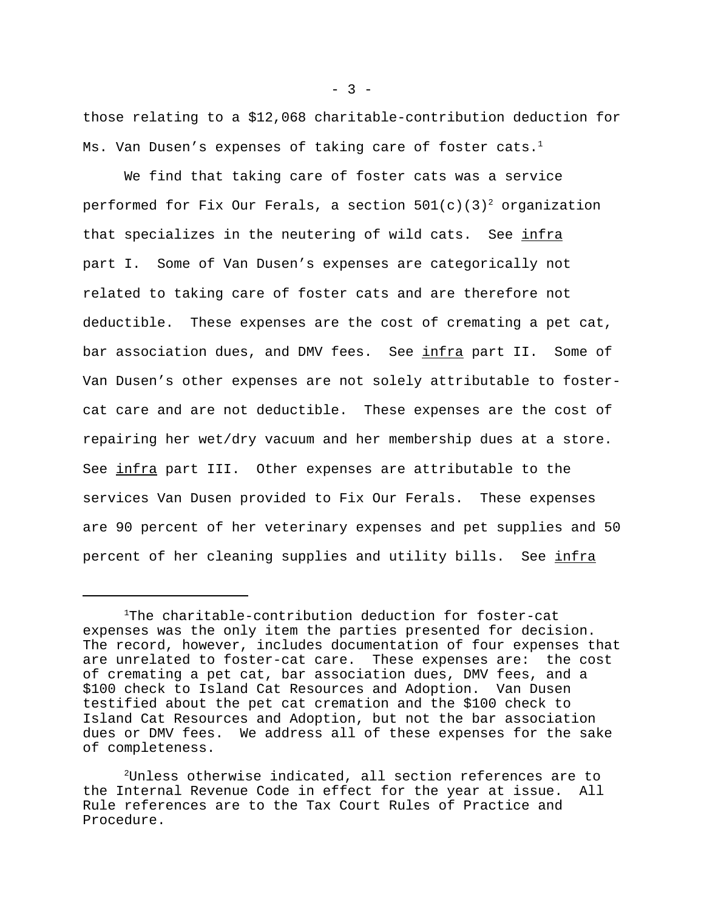those relating to a $12,068 charitable-contribution deduction for Ms. Van Dusen's expenses of taking care of foster cats.[1]

We find that taking care of foster cats was a service performed for Fix Our Ferals, a section 501(c)(3)[2] organization that specializes in the neutering of wild cats. See infra part I. Some of Van Dusen's expenses are categorically not related to taking care of foster cats and are therefore not deductible. These expenses are the cost of cremating a pet cat, bar association dues, and DMV fees. See infra part II. Some of Van Dusen's other expenses are not solely attributable to foster-cat care and are not deductible. These expenses are the cost of repairing her wet/dry vacuum and her membership dues at a store. See infra part III. Other expenses are attributable to the services Van Dusen provided to Fix Our Ferals. These expenses are 90 percent of her veterinary expenses and pet supplies and 50 percent of her cleaning supplies and utility bills. See infra

---

[1]The charitable-contribution deduction for foster-cat expenses was the only item the parties presented for decision. The record, however, includes documentation of four expenses that are unrelated to foster-cat care. These expenses are: the cost of cremating a pet cat, bar association dues, DMV fees, and a $100 check to Island Cat Resources and Adoption. Van Dusen testified about the pet cat cremation and the $100 check to Island Cat Resources and Adoption, but not the bar association dues or DMV fees. We address all of these expenses for the sake of completeness.

[2]Unless otherwise indicated, all section references are to the Internal Revenue Code in effect for the year at issue. All Rule references are to the Tax Court Rules of Practice and Procedure.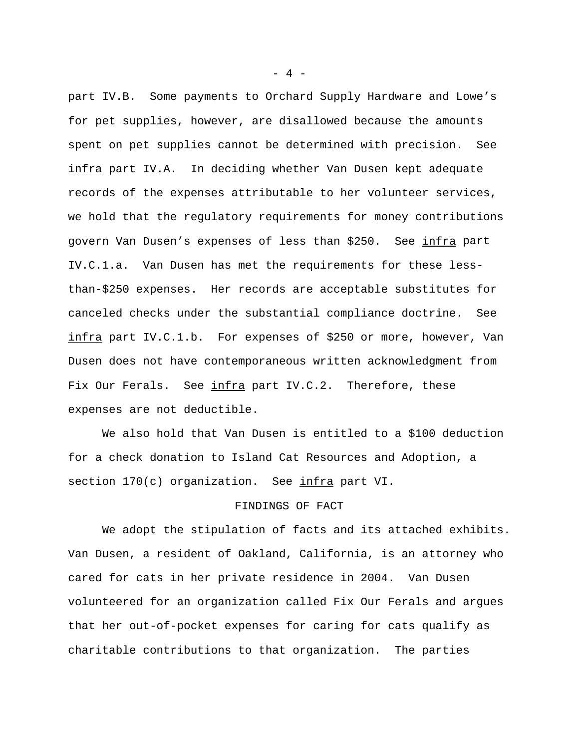part IV.B. Some payments to Orchard Supply Hardware and Lowe's for pet supplies, however, are disallowed because the amounts spent on pet supplies cannot be determined with precision. See infra part IV.A. In deciding whether Van Dusen kept adequate records of the expenses attributable to her volunteer services, we hold that the regulatory requirements for money contributions govern Van Dusen's expenses of less than $250. See infra part IV.C.1.a. Van Dusen has met the requirements for these less-than-$250 expenses. Her records are acceptable substitutes for canceled checks under the substantial compliance doctrine. See infra part IV.C.1.b. For expenses of $250 or more, however, Van Dusen does not have contemporaneous written acknowledgment from Fix Our Ferals. See infra part IV.C.2. Therefore, these expenses are not deductible.

We also hold that Van Dusen is entitled to a $100 deduction for a check donation to Island Cat Resources and Adoption, a section 170(c) organization. See infra part VI.

## FINDINGS OF FACT

We adopt the stipulation of facts and its attached exhibits. Van Dusen, a resident of Oakland, California, is an attorney who cared for cats in her private residence in 2004. Van Dusen volunteered for an organization called Fix Our Ferals and argues that her out-of-pocket expenses for caring for cats qualify as charitable contributions to that organization. The parties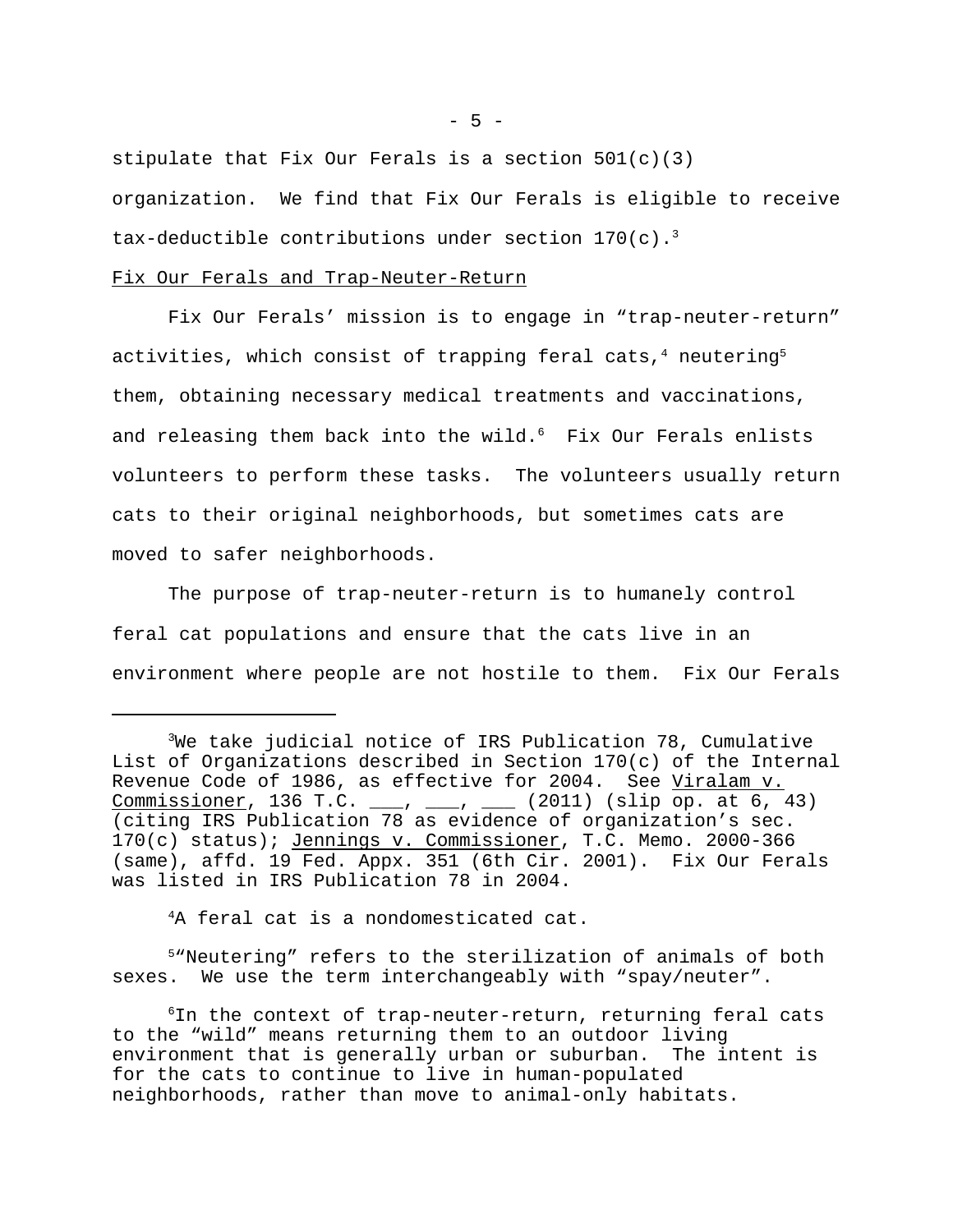stipulate that Fix Our Ferals is a section 501(c)(3) organization. We find that Fix Our Ferals is eligible to receive tax-deductible contributions under section 170(c).[3]

Fix Our Ferals and Trap-Neuter-Return

Fix Our Ferals' mission is to engage in "trap-neuter-return" activities, which consist of trapping feral cats,[4] neutering[5] them, obtaining necessary medical treatments and vaccinations, and releasing them back into the wild.[6] Fix Our Ferals enlists volunteers to perform these tasks. The volunteers usually return cats to their original neighborhoods, but sometimes cats are moved to safer neighborhoods.

The purpose of trap-neuter-return is to humanely control feral cat populations and ensure that the cats live in an environment where people are not hostile to them. Fix Our Ferals

---

[3]We take judicial notice of IRS Publication 78, Cumulative List of Organizations described in Section 170(c) of the Internal Revenue Code of 1986, as effective for 2004. See Viralam v. Commissioner, 136 T.C. ___, ___, ___ (2011) (slip op. at 6, 43) (citing IRS Publication 78 as evidence of organization's sec. 170(c) status); Jennings v. Commissioner, T.C. Memo. 2000-366 (same), affd. 19 Fed. Appx. 351 (6th Cir. 2001). Fix Our Ferals was listed in IRS Publication 78 in 2004.

[4]A feral cat is a nondomesticated cat.

[5]"Neutering" refers to the sterilization of animals of both sexes. We use the term interchangeably with "spay/neuter".

[6]In the context of trap-neuter-return, returning feral cats to the "wild" means returning them to an outdoor living environment that is generally urban or suburban. The intent is for the cats to continue to live in human-populated neighborhoods, rather than move to animal-only habitats.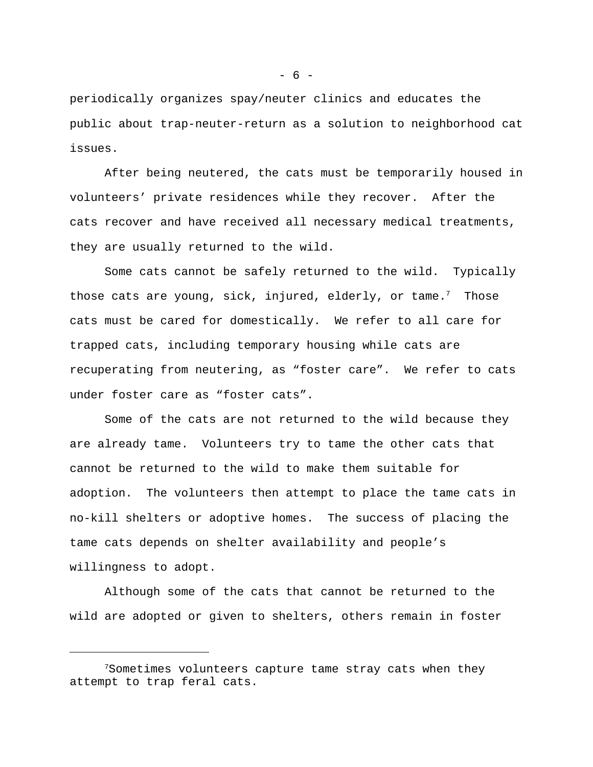periodically organizes spay/neuter clinics and educates the public about trap-neuter-return as a solution to neighborhood cat issues.

After being neutered, the cats must be temporarily housed in volunteers' private residences while they recover. After the cats recover and have received all necessary medical treatments, they are usually returned to the wild.

Some cats cannot be safely returned to the wild. Typically those cats are young, sick, injured, elderly, or tame.[7] Those cats must be cared for domestically. We refer to all care for trapped cats, including temporary housing while cats are recuperating from neutering, as "foster care". We refer to cats under foster care as "foster cats".

Some of the cats are not returned to the wild because they are already tame. Volunteers try to tame the other cats that cannot be returned to the wild to make them suitable for adoption. The volunteers then attempt to place the tame cats in no-kill shelters or adoptive homes. The success of placing the tame cats depends on shelter availability and people's willingness to adopt.

Although some of the cats that cannot be returned to the wild are adopted or given to shelters, others remain in foster

---

[7]Sometimes volunteers capture tame stray cats when they attempt to trap feral cats.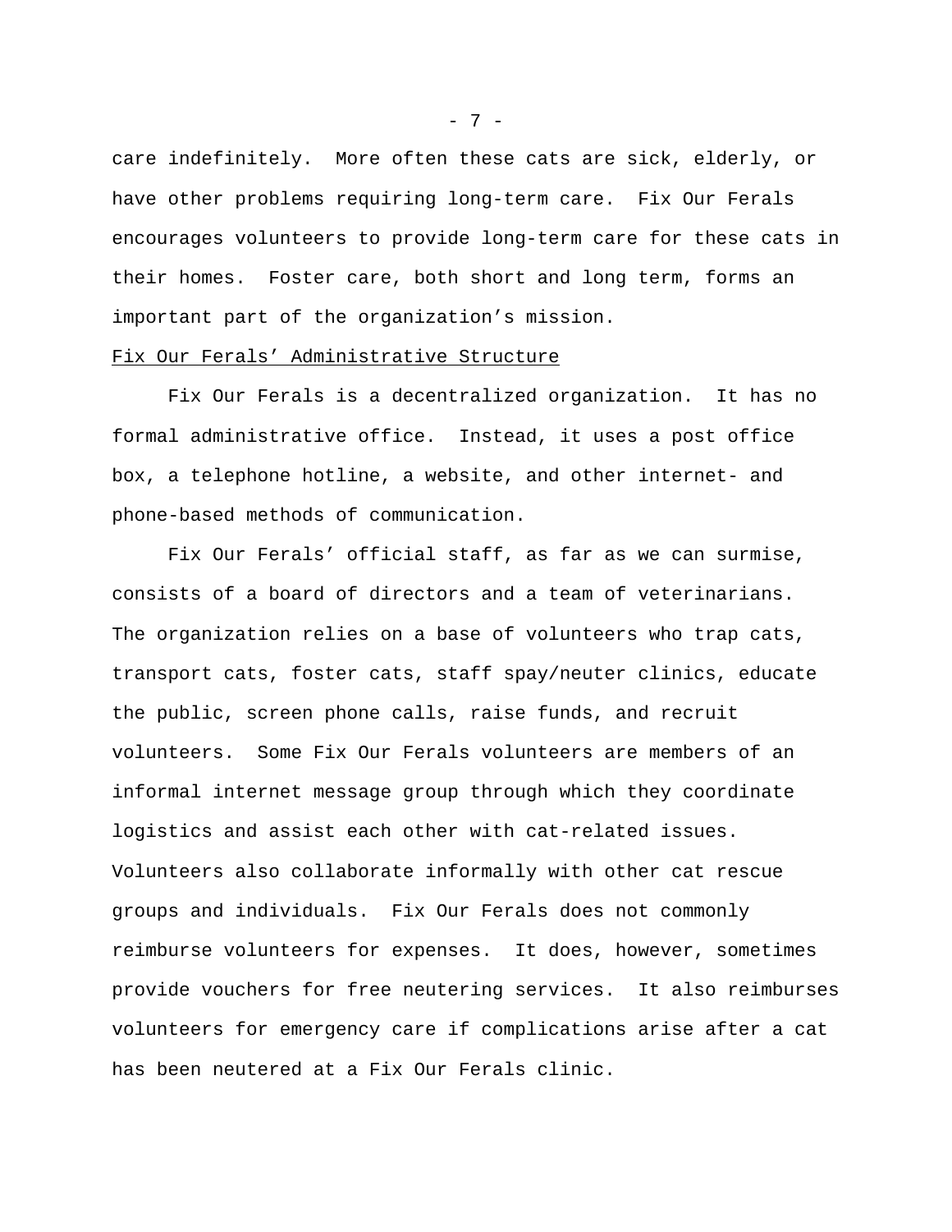care indefinitely. More often these cats are sick, elderly, or have other problems requiring long-term care. Fix Our Ferals encourages volunteers to provide long-term care for these cats in their homes. Foster care, both short and long term, forms an important part of the organization's mission.

## Fix Our Ferals' Administrative Structure

Fix Our Ferals is a decentralized organization. It has no formal administrative office. Instead, it uses a post office box, a telephone hotline, a website, and other internet- and phone-based methods of communication.

Fix Our Ferals' official staff, as far as we can surmise, consists of a board of directors and a team of veterinarians. The organization relies on a base of volunteers who trap cats, transport cats, foster cats, staff spay/neuter clinics, educate the public, screen phone calls, raise funds, and recruit volunteers. Some Fix Our Ferals volunteers are members of an informal internet message group through which they coordinate logistics and assist each other with cat-related issues. Volunteers also collaborate informally with other cat rescue groups and individuals. Fix Our Ferals does not commonly reimburse volunteers for expenses. It does, however, sometimes provide vouchers for free neutering services. It also reimburses volunteers for emergency care if complications arise after a cat has been neutered at a Fix Our Ferals clinic.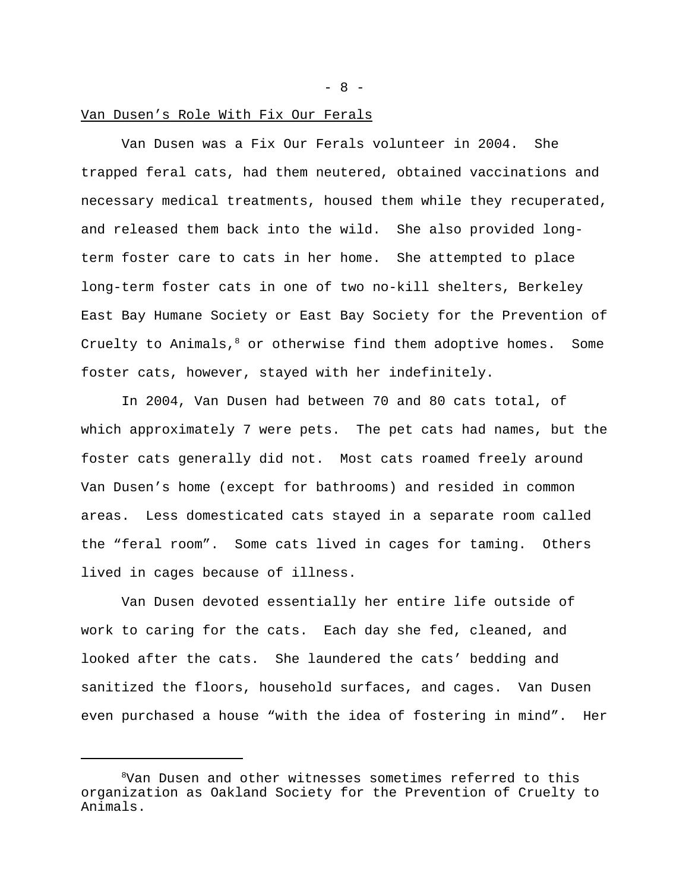Van Dusen’s Role With Fix Our Ferals

Van Dusen was a Fix Our Ferals volunteer in 2004. She trapped feral cats, had them neutered, obtained vaccinations and necessary medical treatments, housed them while they recuperated, and released them back into the wild. She also provided long-term foster care to cats in her home. She attempted to place long-term foster cats in one of two no-kill shelters, Berkeley East Bay Humane Society or East Bay Society for the Prevention of Cruelty to Animals,[8] or otherwise find them adoptive homes. Some foster cats, however, stayed with her indefinitely.

In 2004, Van Dusen had between 70 and 80 cats total, of which approximately 7 were pets. The pet cats had names, but the foster cats generally did not. Most cats roamed freely around Van Dusen’s home (except for bathrooms) and resided in common areas. Less domesticated cats stayed in a separate room called the “feral room”. Some cats lived in cages for taming. Others lived in cages because of illness.

Van Dusen devoted essentially her entire life outside of work to caring for the cats. Each day she fed, cleaned, and looked after the cats. She laundered the cats’ bedding and sanitized the floors, household surfaces, and cages. Van Dusen even purchased a house “with the idea of fostering in mind”. Her

---

[8]Van Dusen and other witnesses sometimes referred to this organization as Oakland Society for the Prevention of Cruelty to Animals.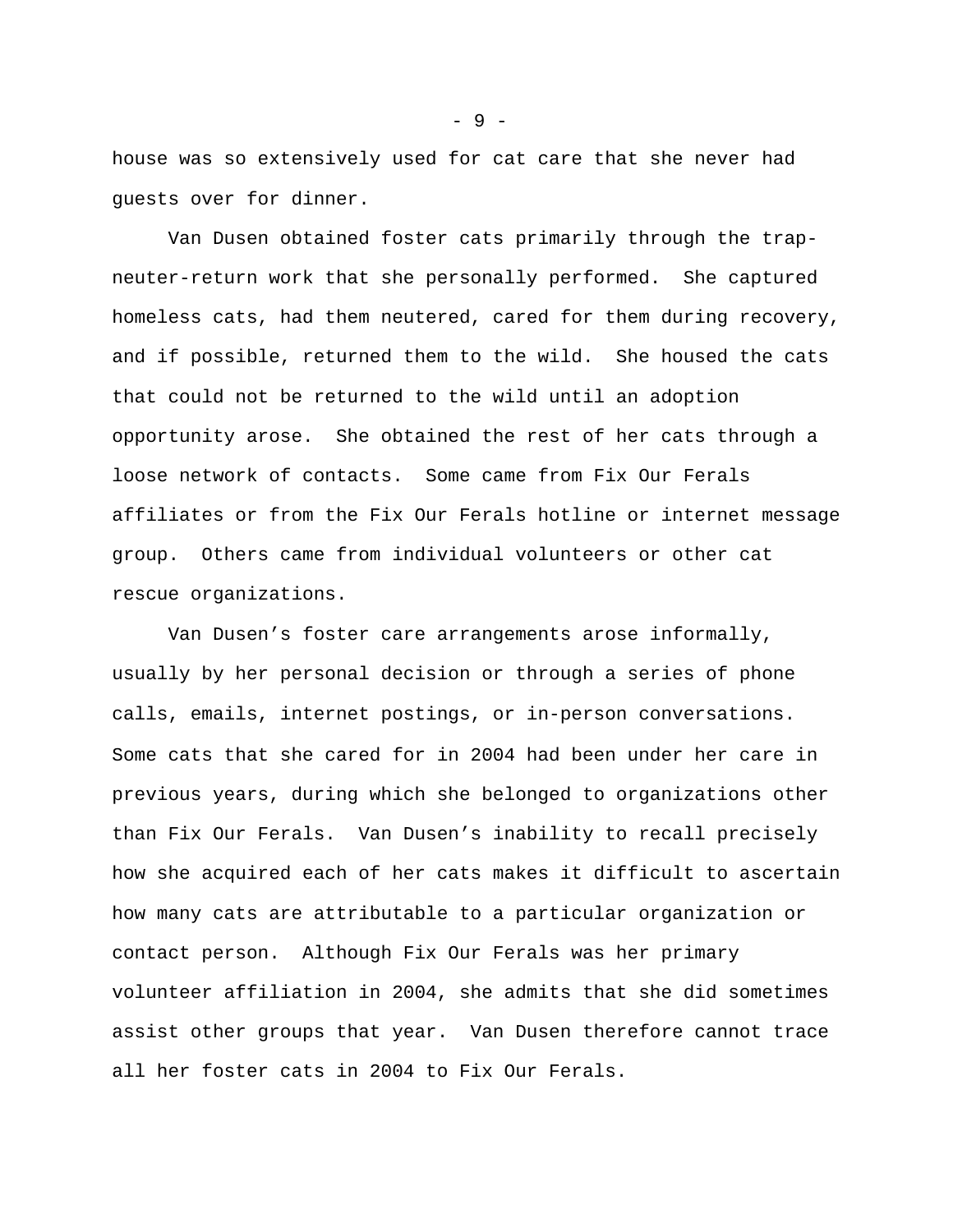house was so extensively used for cat care that she never had guests over for dinner.

Van Dusen obtained foster cats primarily through the trap-neuter-return work that she personally performed. She captured homeless cats, had them neutered, cared for them during recovery, and if possible, returned them to the wild. She housed the cats that could not be returned to the wild until an adoption opportunity arose. She obtained the rest of her cats through a loose network of contacts. Some came from Fix Our Ferals affiliates or from the Fix Our Ferals hotline or internet message group. Others came from individual volunteers or other cat rescue organizations.

Van Dusen’s foster care arrangements arose informally, usually by her personal decision or through a series of phone calls, emails, internet postings, or in-person conversations. Some cats that she cared for in 2004 had been under her care in previous years, during which she belonged to organizations other than Fix Our Ferals. Van Dusen’s inability to recall precisely how she acquired each of her cats makes it difficult to ascertain how many cats are attributable to a particular organization or contact person. Although Fix Our Ferals was her primary volunteer affiliation in 2004, she admits that she did sometimes assist other groups that year. Van Dusen therefore cannot trace all her foster cats in 2004 to Fix Our Ferals.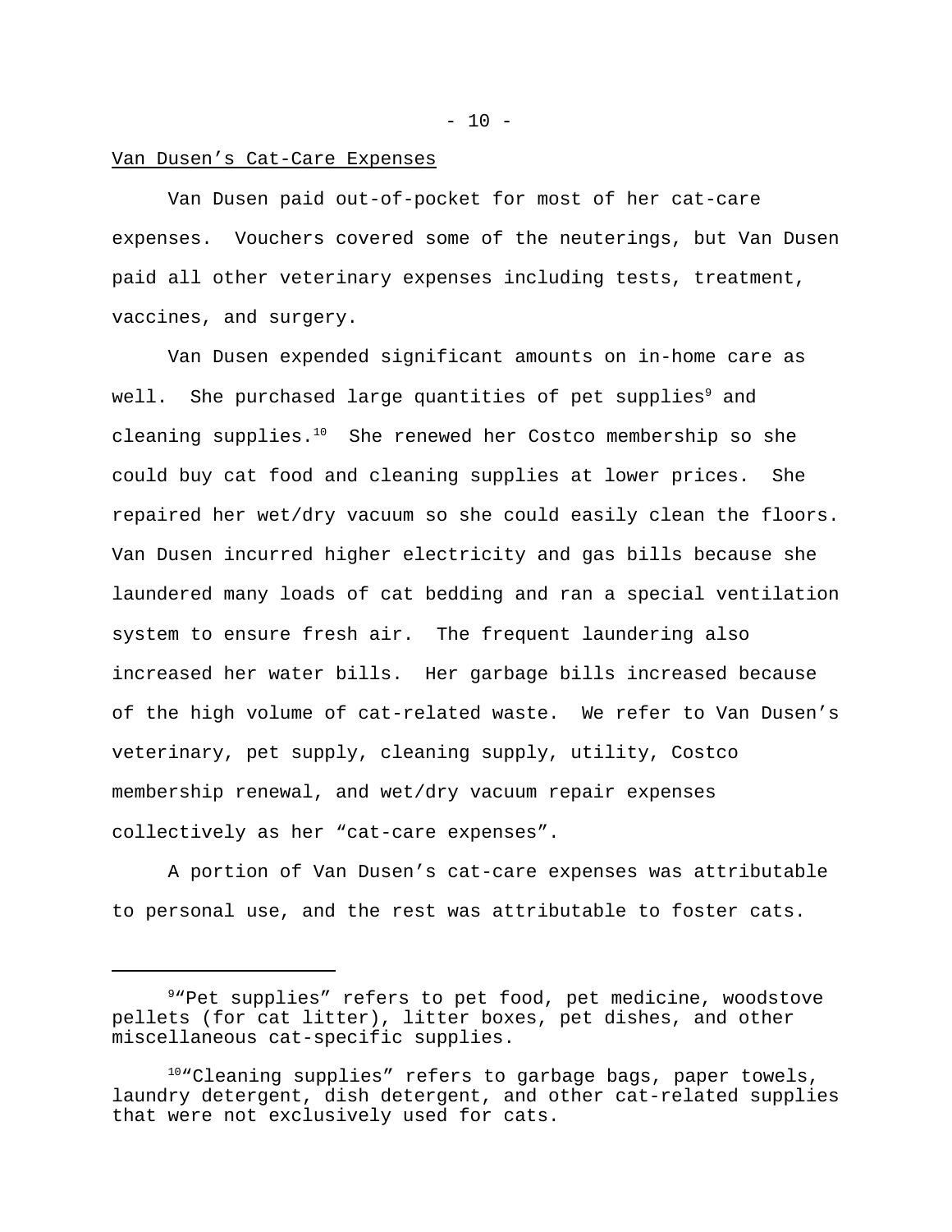Van Dusen's Cat-Care Expenses

Van Dusen paid out-of-pocket for most of her cat-care expenses. Vouchers covered some of the neuterings, but Van Dusen paid all other veterinary expenses including tests, treatment, vaccines, and surgery.

Van Dusen expended significant amounts on in-home care as well. She purchased large quantities of pet supplies[9] and cleaning supplies.[10] She renewed her Costco membership so she could buy cat food and cleaning supplies at lower prices. She repaired her wet/dry vacuum so she could easily clean the floors. Van Dusen incurred higher electricity and gas bills because she laundered many loads of cat bedding and ran a special ventilation system to ensure fresh air. The frequent laundering also increased her water bills. Her garbage bills increased because of the high volume of cat-related waste. We refer to Van Dusen's veterinary, pet supply, cleaning supply, utility, Costco membership renewal, and wet/dry vacuum repair expenses collectively as her "cat-care expenses".

A portion of Van Dusen's cat-care expenses was attributable to personal use, and the rest was attributable to foster cats.

---

[9] "Pet supplies" refers to pet food, pet medicine, woodstove pellets (for cat litter), litter boxes, pet dishes, and other miscellaneous cat-specific supplies.

[10] "Cleaning supplies" refers to garbage bags, paper towels, laundry detergent, dish detergent, and other cat-related supplies that were not exclusively used for cats.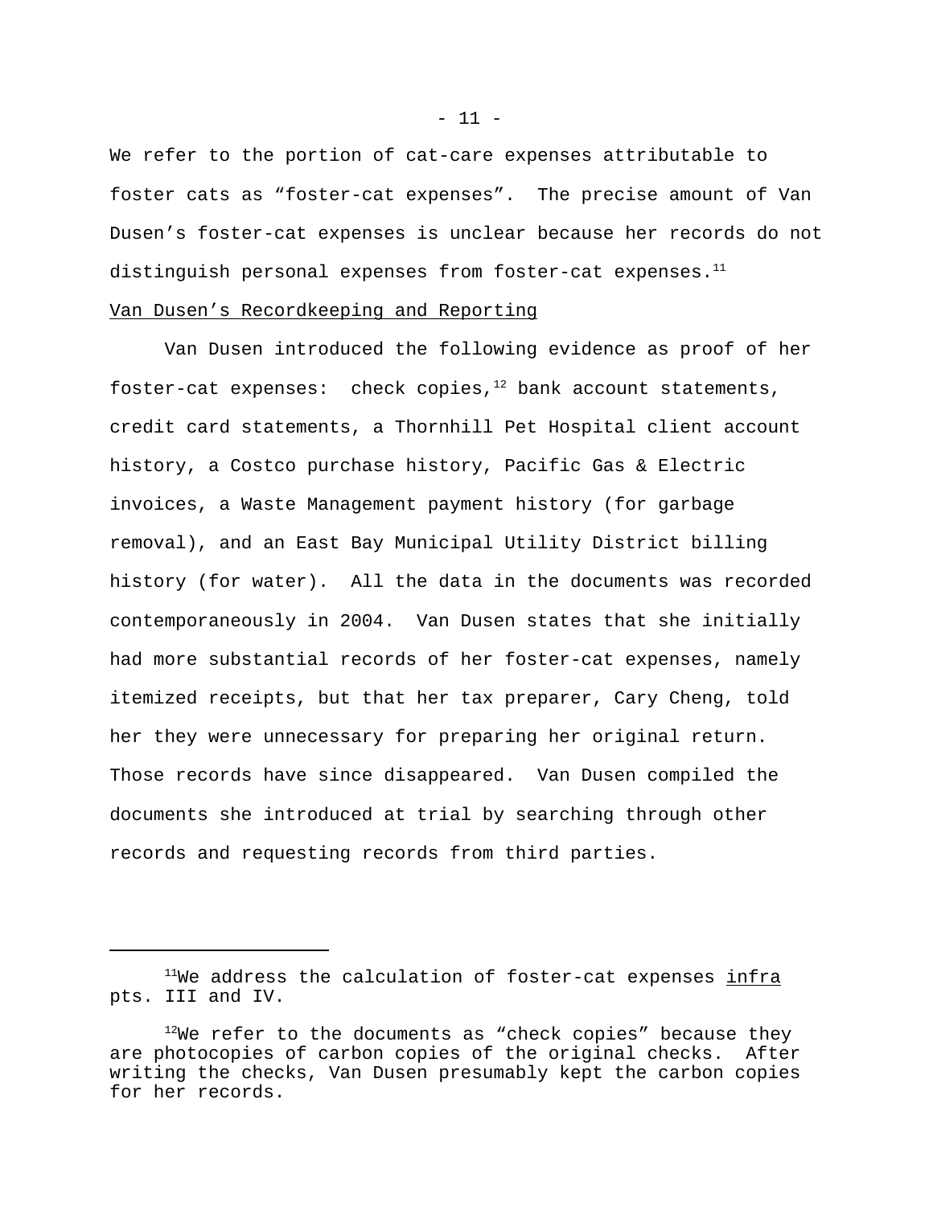We refer to the portion of cat-care expenses attributable to foster cats as “foster-cat expenses”. The precise amount of Van Dusen’s foster-cat expenses is unclear because her records do not distinguish personal expenses from foster-cat expenses.[11]

Van Dusen’s Recordkeeping and Reporting

Van Dusen introduced the following evidence as proof of her foster-cat expenses: check copies,[12] bank account statements, credit card statements, a Thornhill Pet Hospital client account history, a Costco purchase history, Pacific Gas & Electric invoices, a Waste Management payment history (for garbage removal), and an East Bay Municipal Utility District billing history (for water). All the data in the documents was recorded contemporaneously in 2004. Van Dusen states that she initially had more substantial records of her foster-cat expenses, namely itemized receipts, but that her tax preparer, Cary Cheng, told her they were unnecessary for preparing her original return. Those records have since disappeared. Van Dusen compiled the documents she introduced at trial by searching through other records and requesting records from third parties.

---

[11]We address the calculation of foster-cat expenses *infra* pts. III and IV.

[12]We refer to the documents as “check copies” because they are photocopies of carbon copies of the original checks. After writing the checks, Van Dusen presumably kept the carbon copies for her records.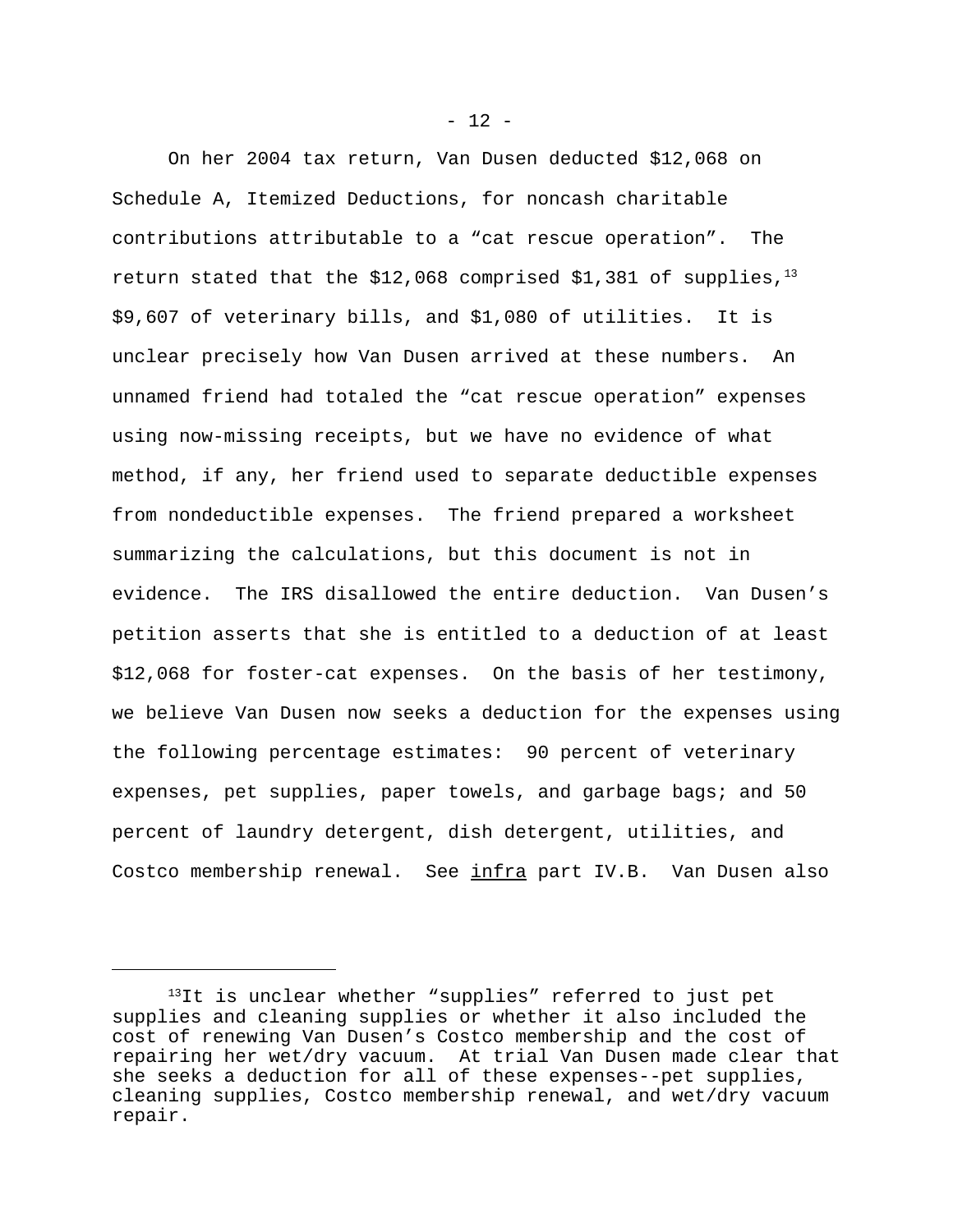On her 2004 tax return, Van Dusen deducted $12,068 on Schedule A, Itemized Deductions, for noncash charitable contributions attributable to a “cat rescue operation”. The return stated that the $12,068 comprised $1,381 of supplies,[13] $9,607 of veterinary bills, and $1,080 of utilities. It is unclear precisely how Van Dusen arrived at these numbers. An unnamed friend had totaled the “cat rescue operation” expenses using now-missing receipts, but we have no evidence of what method, if any, her friend used to separate deductible expenses from nondeductible expenses. The friend prepared a worksheet summarizing the calculations, but this document is not in evidence. The IRS disallowed the entire deduction. Van Dusen’s petition asserts that she is entitled to a deduction of at least $12,068 for foster-cat expenses. On the basis of her testimony, we believe Van Dusen now seeks a deduction for the expenses using the following percentage estimates: 90 percent of veterinary expenses, pet supplies, paper towels, and garbage bags; and 50 percent of laundry detergent, dish detergent, utilities, and Costco membership renewal. See infra part IV.B. Van Dusen also

---

[13] It is unclear whether “supplies” referred to just pet supplies and cleaning supplies or whether it also included the cost of renewing Van Dusen’s Costco membership and the cost of repairing her wet/dry vacuum. At trial Van Dusen made clear that she seeks a deduction for all of these expenses--pet supplies, cleaning supplies, Costco membership renewal, and wet/dry vacuum repair.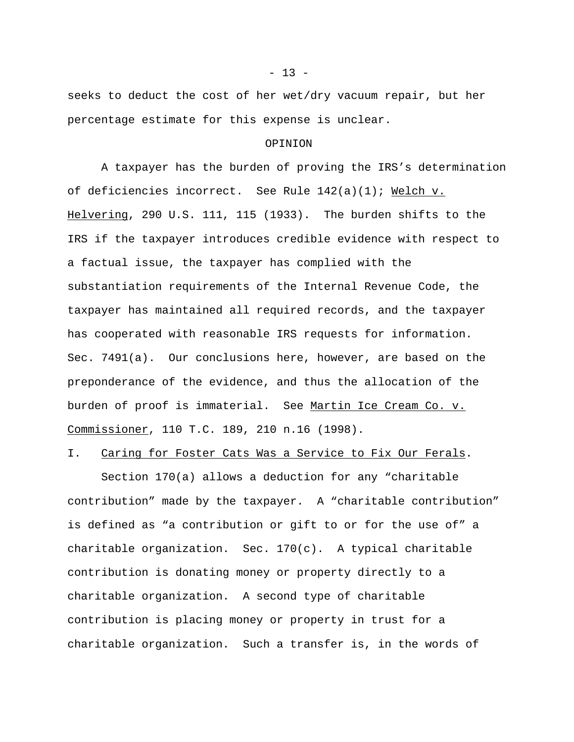seeks to deduct the cost of her wet/dry vacuum repair, but her percentage estimate for this expense is unclear.

OPINION

A taxpayer has the burden of proving the IRS's determination of deficiencies incorrect. See Rule 142(a)(1); Welch v. Helvering, 290 U.S. 111, 115 (1933). The burden shifts to the IRS if the taxpayer introduces credible evidence with respect to a factual issue, the taxpayer has complied with the substantiation requirements of the Internal Revenue Code, the taxpayer has maintained all required records, and the taxpayer has cooperated with reasonable IRS requests for information. Sec. 7491(a). Our conclusions here, however, are based on the preponderance of the evidence, and thus the allocation of the burden of proof is immaterial. See Martin Ice Cream Co. v. Commissioner, 110 T.C. 189, 210 n.16 (1998).

I. Caring for Foster Cats Was a Service to Fix Our Ferals.

Section 170(a) allows a deduction for any "charitable contribution" made by the taxpayer. A "charitable contribution" is defined as "a contribution or gift to or for the use of" a charitable organization. Sec. 170(c). A typical charitable contribution is donating money or property directly to a charitable organization. A second type of charitable contribution is placing money or property in trust for a charitable organization. Such a transfer is, in the words of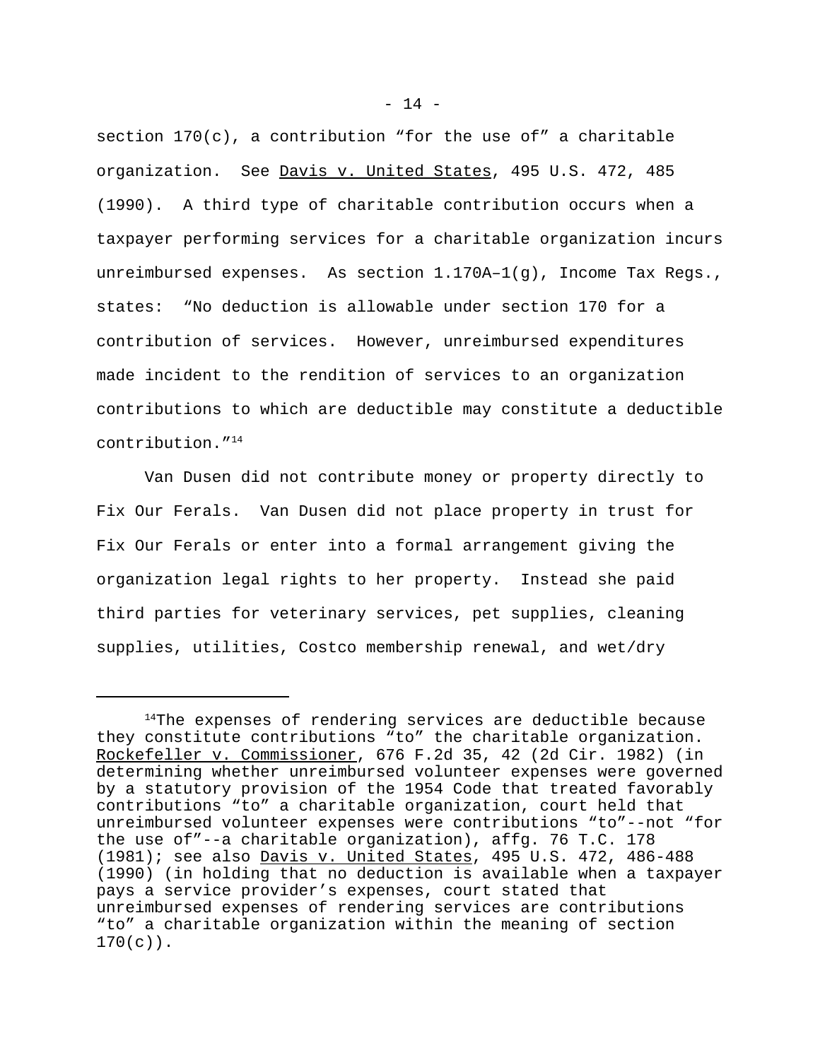section 170(c), a contribution “for the use of” a charitable organization. See Davis v. United States, 495 U.S. 472, 485 (1990). A third type of charitable contribution occurs when a taxpayer performing services for a charitable organization incurs unreimbursed expenses. As section 1.170A–1(g), Income Tax Regs., states: “No deduction is allowable under section 170 for a contribution of services. However, unreimbursed expenditures made incident to the rendition of services to an organization contributions to which are deductible may constitute a deductible contribution.”[14]

Van Dusen did not contribute money or property directly to Fix Our Ferals. Van Dusen did not place property in trust for Fix Our Ferals or enter into a formal arrangement giving the organization legal rights to her property. Instead she paid third parties for veterinary services, pet supplies, cleaning supplies, utilities, Costco membership renewal, and wet/dry

---

[14]The expenses of rendering services are deductible because they constitute contributions “to” the charitable organization. Rockefeller v. Commissioner, 676 F.2d 35, 42 (2d Cir. 1982) (in determining whether unreimbursed volunteer expenses were governed by a statutory provision of the 1954 Code that treated favorably contributions “to” a charitable organization, court held that unreimbursed volunteer expenses were contributions “to”--not “for the use of”--a charitable organization), affg. 76 T.C. 178 (1981); see also Davis v. United States, 495 U.S. 472, 486-488 (1990) (in holding that no deduction is available when a taxpayer pays a service provider’s expenses, court stated that unreimbursed expenses of rendering services are contributions “to” a charitable organization within the meaning of section 170(c)).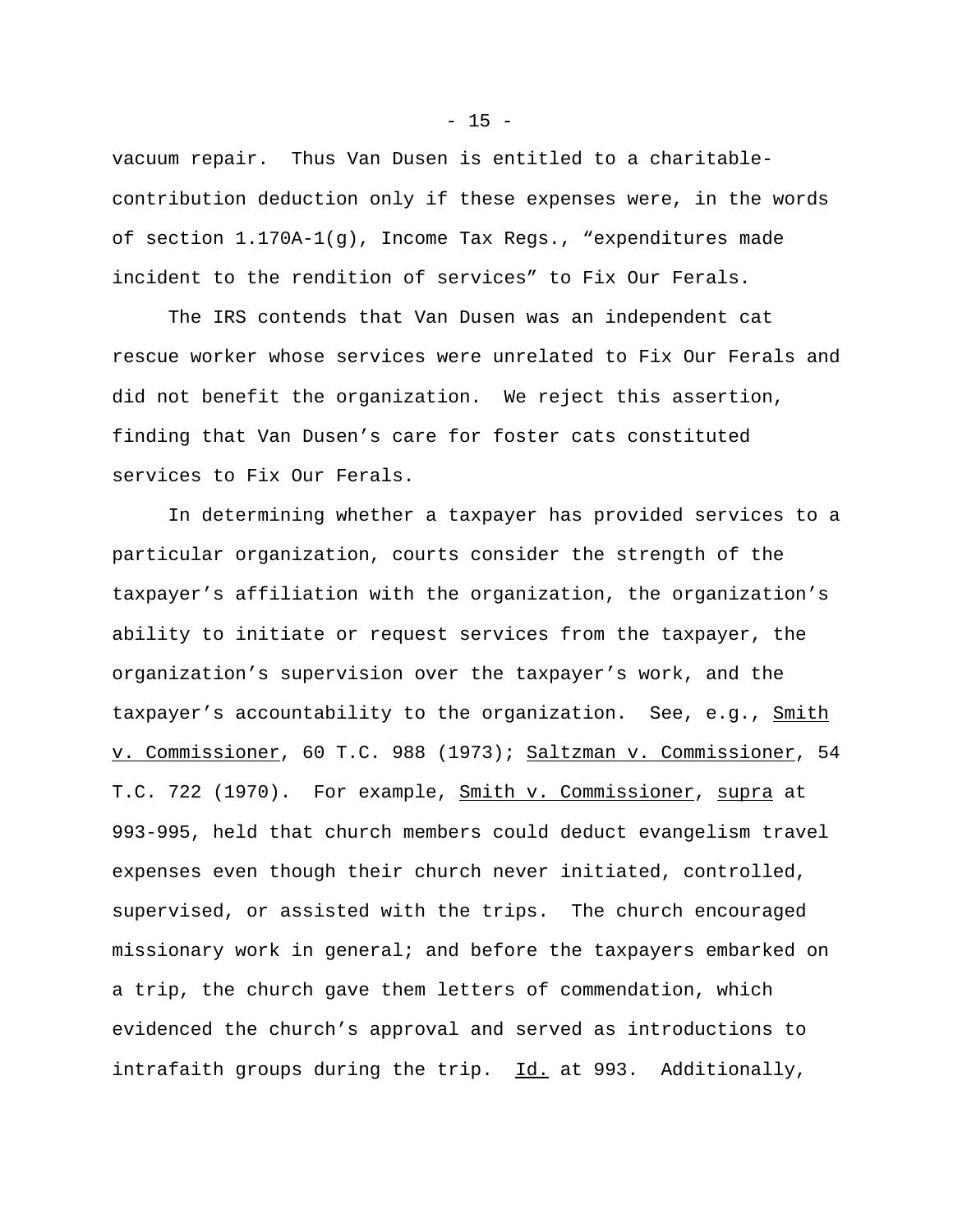vacuum repair. Thus Van Dusen is entitled to a charitable-contribution deduction only if these expenses were, in the words of section 1.170A-1(g), Income Tax Regs., “expenditures made incident to the rendition of services” to Fix Our Ferals.

The IRS contends that Van Dusen was an independent cat rescue worker whose services were unrelated to Fix Our Ferals and did not benefit the organization. We reject this assertion, finding that Van Dusen’s care for foster cats constituted services to Fix Our Ferals.

In determining whether a taxpayer has provided services to a particular organization, courts consider the strength of the taxpayer’s affiliation with the organization, the organization’s ability to initiate or request services from the taxpayer, the organization’s supervision over the taxpayer’s work, and the taxpayer’s accountability to the organization. See, e.g., Smith v. Commissioner, 60 T.C. 988 (1973); Saltzman v. Commissioner, 54 T.C. 722 (1970). For example, Smith v. Commissioner, supra at 993-995, held that church members could deduct evangelism travel expenses even though their church never initiated, controlled, supervised, or assisted with the trips. The church encouraged missionary work in general; and before the taxpayers embarked on a trip, the church gave them letters of commendation, which evidenced the church’s approval and served as introductions to intrafaith groups during the trip. Id. at 993. Additionally,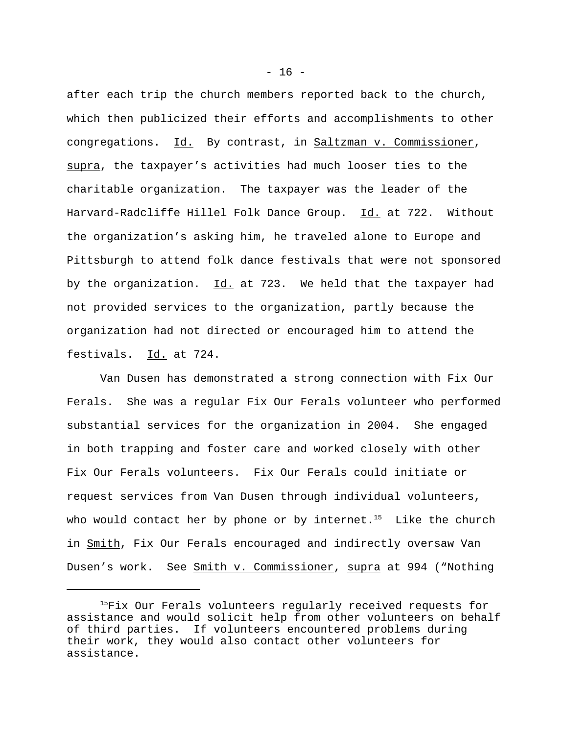after each trip the church members reported back to the church, which then publicized their efforts and accomplishments to other congregations. Id. By contrast, in Saltzman v. Commissioner, supra, the taxpayer's activities had much looser ties to the charitable organization. The taxpayer was the leader of the Harvard-Radcliffe Hillel Folk Dance Group. Id. at 722. Without the organization's asking him, he traveled alone to Europe and Pittsburgh to attend folk dance festivals that were not sponsored by the organization. Id. at 723. We held that the taxpayer had not provided services to the organization, partly because the organization had not directed or encouraged him to attend the festivals. Id. at 724.

Van Dusen has demonstrated a strong connection with Fix Our Ferals. She was a regular Fix Our Ferals volunteer who performed substantial services for the organization in 2004. She engaged in both trapping and foster care and worked closely with other Fix Our Ferals volunteers. Fix Our Ferals could initiate or request services from Van Dusen through individual volunteers, who would contact her by phone or by internet.[15] Like the church in Smith, Fix Our Ferals encouraged and indirectly oversaw Van Dusen's work. See Smith v. Commissioner, supra at 994 ("Nothing

---

[15]Fix Our Ferals volunteers regularly received requests for assistance and would solicit help from other volunteers on behalf of third parties. If volunteers encountered problems during their work, they would also contact other volunteers for assistance.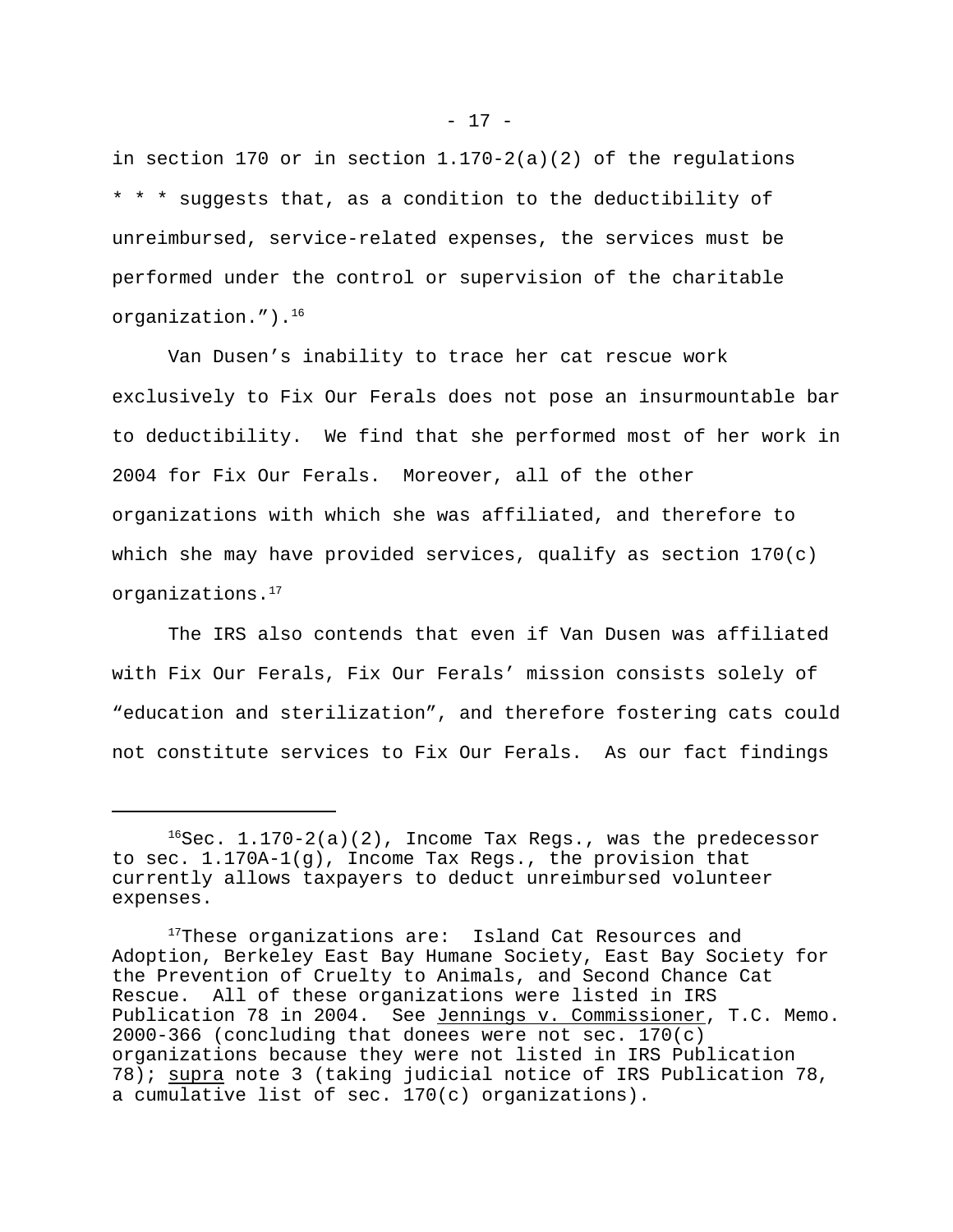in section 170 or in section 1.170-2(a)(2) of the regulations * * * suggests that, as a condition to the deductibility of unreimbursed, service-related expenses, the services must be performed under the control or supervision of the charitable organization.”).[16]

Van Dusen’s inability to trace her cat rescue work exclusively to Fix Our Ferals does not pose an insurmountable bar to deductibility. We find that she performed most of her work in 2004 for Fix Our Ferals. Moreover, all of the other organizations with which she was affiliated, and therefore to which she may have provided services, qualify as section 170(c) organizations.[17]

The IRS also contends that even if Van Dusen was affiliated with Fix Our Ferals, Fix Our Ferals’ mission consists solely of “education and sterilization”, and therefore fostering cats could not constitute services to Fix Our Ferals. As our fact findings

---

[16]Sec. 1.170-2(a)(2), Income Tax Regs., was the predecessor to sec. 1.170A-1(g), Income Tax Regs., the provision that currently allows taxpayers to deduct unreimbursed volunteer expenses.

[17]These organizations are: Island Cat Resources and Adoption, Berkeley East Bay Humane Society, East Bay Society for the Prevention of Cruelty to Animals, and Second Chance Cat Rescue. All of these organizations were listed in IRS Publication 78 in 2004. See Jennings v. Commissioner, T.C. Memo. 2000-366 (concluding that donees were not sec. 170(c) organizations because they were not listed in IRS Publication 78); supra note 3 (taking judicial notice of IRS Publication 78, a cumulative list of sec. 170(c) organizations).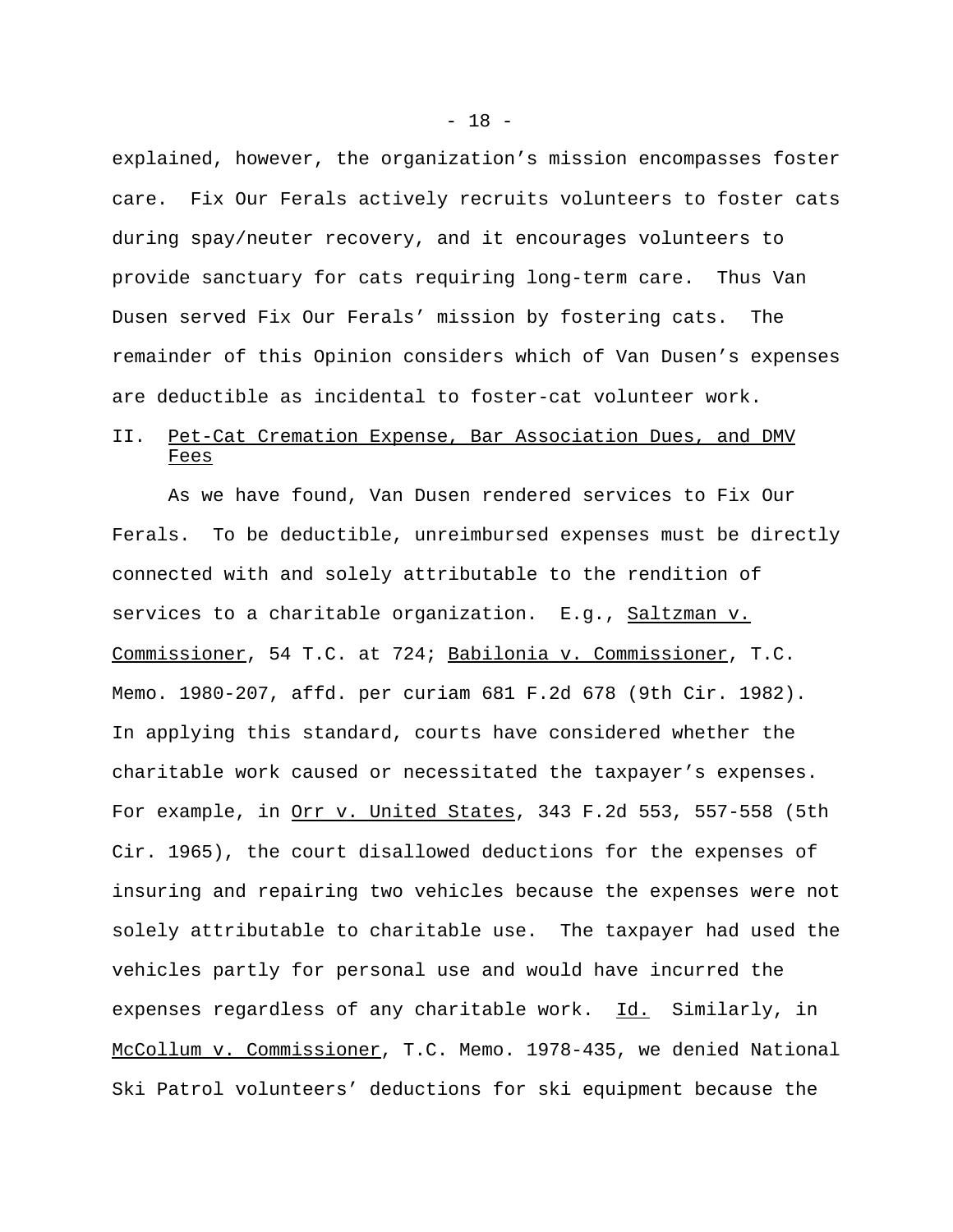explained, however, the organization's mission encompasses foster care. Fix Our Ferals actively recruits volunteers to foster cats during spay/neuter recovery, and it encourages volunteers to provide sanctuary for cats requiring long-term care. Thus Van Dusen served Fix Our Ferals' mission by fostering cats. The remainder of this Opinion considers which of Van Dusen's expenses are deductible as incidental to foster-cat volunteer work.

## II. Pet-Cat Cremation Expense, Bar Association Dues, and DMV Fees

As we have found, Van Dusen rendered services to Fix Our Ferals. To be deductible, unreimbursed expenses must be directly connected with and solely attributable to the rendition of services to a charitable organization. E.g., Saltzman v. Commissioner, 54 T.C. at 724; Babilonia v. Commissioner, T.C. Memo. 1980-207, affd. per curiam 681 F.2d 678 (9th Cir. 1982). In applying this standard, courts have considered whether the charitable work caused or necessitated the taxpayer's expenses. For example, in Orr v. United States, 343 F.2d 553, 557-558 (5th Cir. 1965), the court disallowed deductions for the expenses of insuring and repairing two vehicles because the expenses were not solely attributable to charitable use. The taxpayer had used the vehicles partly for personal use and would have incurred the expenses regardless of any charitable work. Id. Similarly, in McCollum v. Commissioner, T.C. Memo. 1978-435, we denied National Ski Patrol volunteers' deductions for ski equipment because the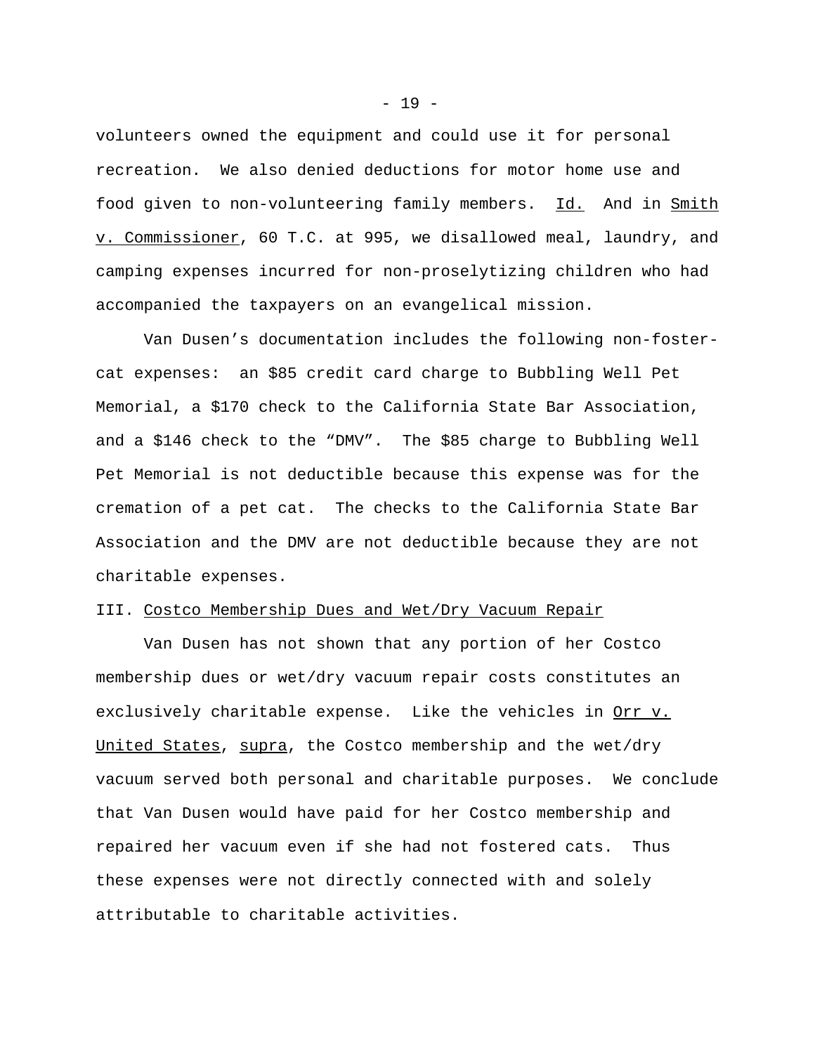volunteers owned the equipment and could use it for personal recreation. We also denied deductions for motor home use and food given to non-volunteering family members. Id. And in Smith v. Commissioner, 60 T.C. at 995, we disallowed meal, laundry, and camping expenses incurred for non-proselytizing children who had accompanied the taxpayers on an evangelical mission.

Van Dusen's documentation includes the following non-foster-cat expenses: an $85 credit card charge to Bubbling Well Pet Memorial, a $170 check to the California State Bar Association, and a $146 check to the "DMV". The $85 charge to Bubbling Well Pet Memorial is not deductible because this expense was for the cremation of a pet cat. The checks to the California State Bar Association and the DMV are not deductible because they are not charitable expenses.

## III. Costco Membership Dues and Wet/Dry Vacuum Repair

Van Dusen has not shown that any portion of her Costco membership dues or wet/dry vacuum repair costs constitutes an exclusively charitable expense. Like the vehicles in Orr v. United States, supra, the Costco membership and the wet/dry vacuum served both personal and charitable purposes. We conclude that Van Dusen would have paid for her Costco membership and repaired her vacuum even if she had not fostered cats. Thus these expenses were not directly connected with and solely attributable to charitable activities.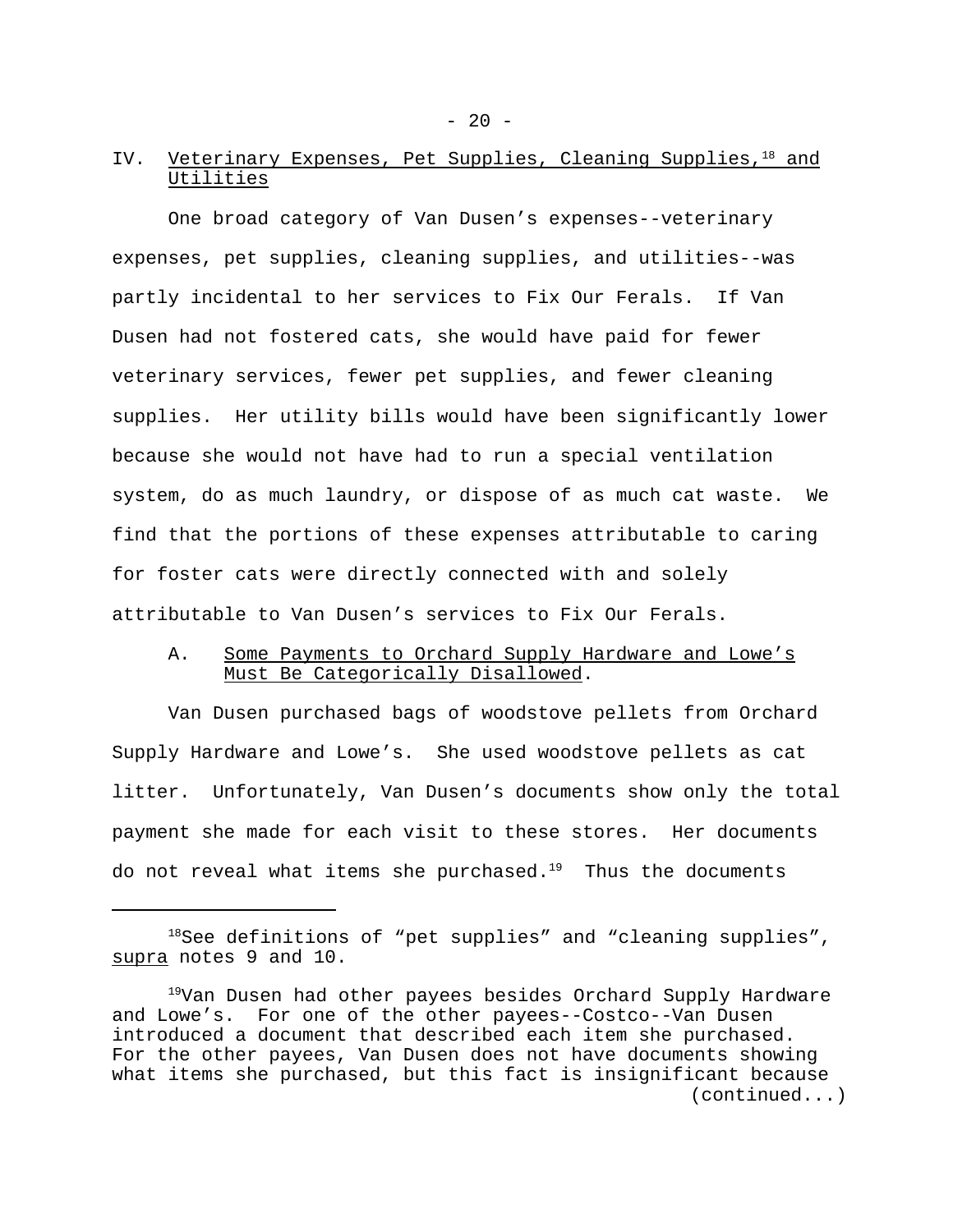## IV. Veterinary Expenses, Pet Supplies, Cleaning Supplies,[18] and Utilities

One broad category of Van Dusen's expenses--veterinary expenses, pet supplies, cleaning supplies, and utilities--was partly incidental to her services to Fix Our Ferals. If Van Dusen had not fostered cats, she would have paid for fewer veterinary services, fewer pet supplies, and fewer cleaning supplies. Her utility bills would have been significantly lower because she would not have had to run a special ventilation system, do as much laundry, or dispose of as much cat waste. We find that the portions of these expenses attributable to caring for foster cats were directly connected with and solely attributable to Van Dusen's services to Fix Our Ferals.

### A. Some Payments to Orchard Supply Hardware and Lowe's Must Be Categorically Disallowed.

Van Dusen purchased bags of woodstove pellets from Orchard Supply Hardware and Lowe's. She used woodstove pellets as cat litter. Unfortunately, Van Dusen's documents show only the total payment she made for each visit to these stores. Her documents do not reveal what items she purchased.[19] Thus the documents

---

[18] See definitions of "pet supplies" and "cleaning supplies", *supra* notes 9 and 10.

[19] Van Dusen had other payees besides Orchard Supply Hardware and Lowe's. For one of the other payees--Costco--Van Dusen introduced a document that described each item she purchased. For the other payees, Van Dusen does not have documents showing what items she purchased, but this fact is insignificant because (continued...)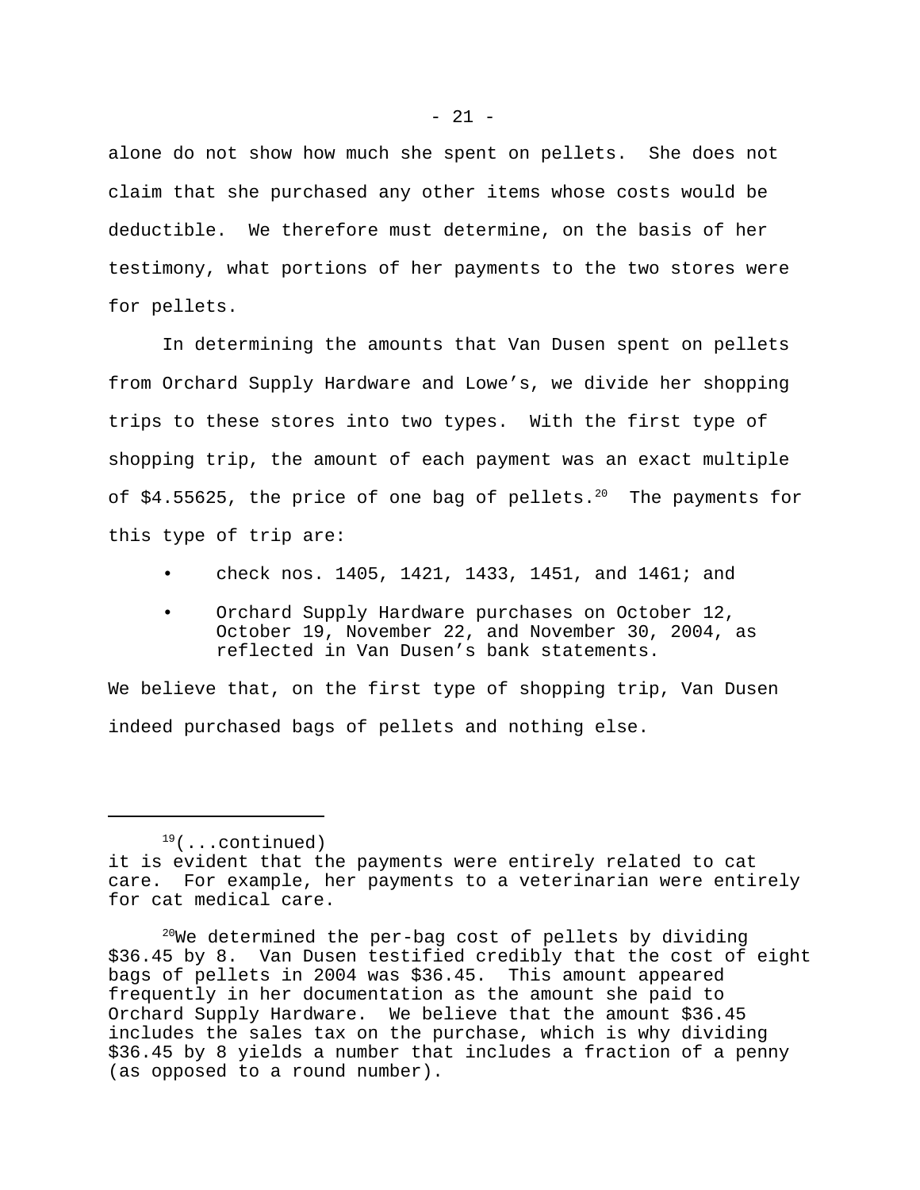alone do not show how much she spent on pellets. She does not claim that she purchased any other items whose costs would be deductible. We therefore must determine, on the basis of her testimony, what portions of her payments to the two stores were for pellets.

In determining the amounts that Van Dusen spent on pellets from Orchard Supply Hardware and Lowe’s, we divide her shopping trips to these stores into two types. With the first type of shopping trip, the amount of each payment was an exact multiple of \$4.55625, the price of one bag of pellets.[20] The payments for this type of trip are:

- check nos. 1405, 1421, 1433, 1451, and 1461; and
- Orchard Supply Hardware purchases on October 12, October 19, November 22, and November 30, 2004, as reflected in Van Dusen’s bank statements.

We believe that, on the first type of shopping trip, Van Dusen indeed purchased bags of pellets and nothing else.

---

[19](...continued) it is evident that the payments were entirely related to cat care. For example, her payments to a veterinarian were entirely for cat medical care.

[20]We determined the per-bag cost of pellets by dividing \$36.45 by 8. Van Dusen testified credibly that the cost of eight bags of pellets in 2004 was \$36.45. This amount appeared frequently in her documentation as the amount she paid to Orchard Supply Hardware. We believe that the amount \$36.45 includes the sales tax on the purchase, which is why dividing \$36.45 by 8 yields a number that includes a fraction of a penny (as opposed to a round number).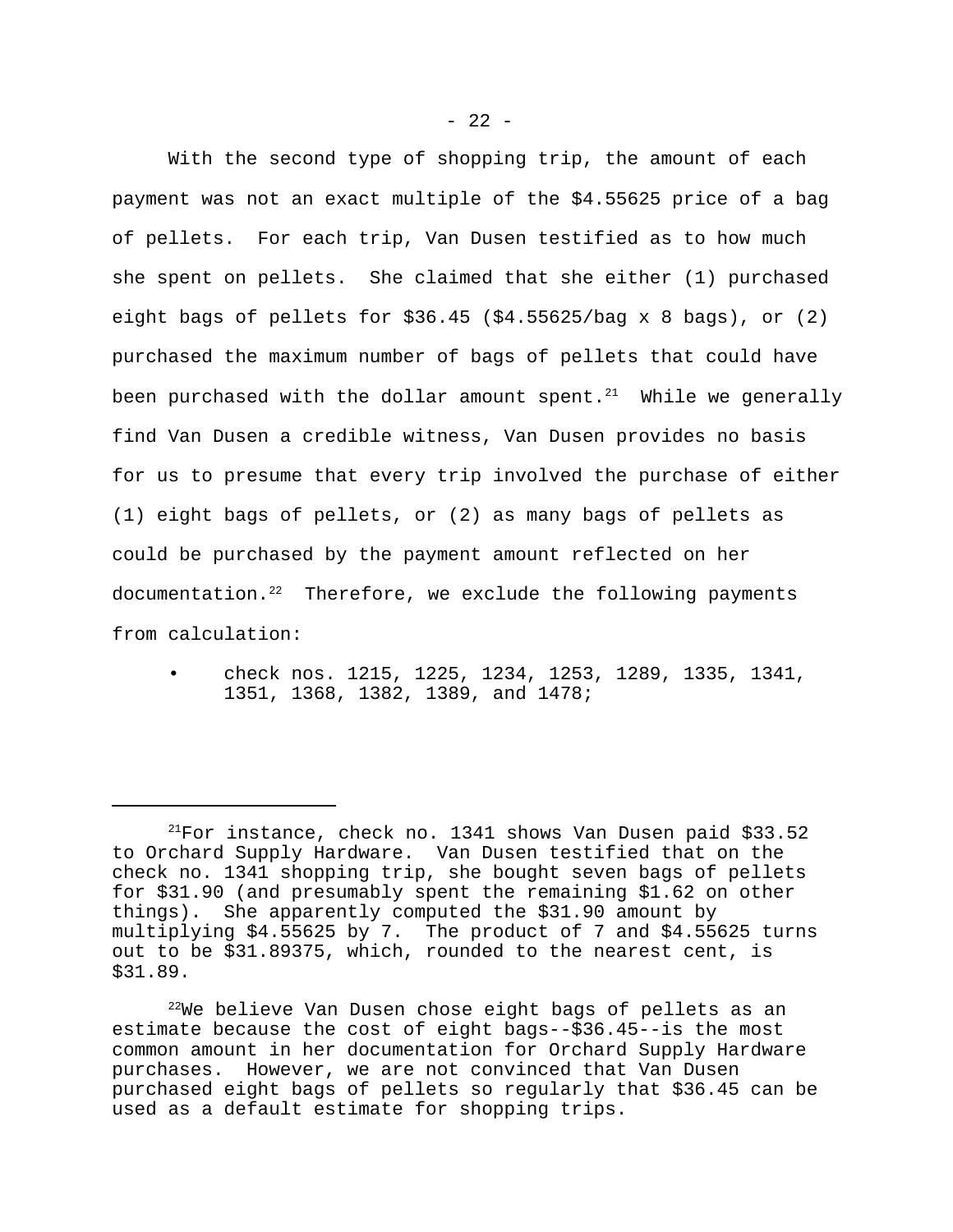With the second type of shopping trip, the amount of each payment was not an exact multiple of the $4.55625 price of a bag of pellets. For each trip, Van Dusen testified as to how much she spent on pellets. She claimed that she either (1) purchased eight bags of pellets for $36.45 ($4.55625/bag x 8 bags), or (2) purchased the maximum number of bags of pellets that could have been purchased with the dollar amount spent.[21] While we generally find Van Dusen a credible witness, Van Dusen provides no basis for us to presume that every trip involved the purchase of either (1) eight bags of pellets, or (2) as many bags of pellets as could be purchased by the payment amount reflected on her documentation.[22] Therefore, we exclude the following payments from calculation:

- check nos. 1215, 1225, 1234, 1253, 1289, 1335, 1341, 1351, 1368, 1382, 1389, and 1478;

---

[21]For instance, check no. 1341 shows Van Dusen paid $33.52 to Orchard Supply Hardware. Van Dusen testified that on the check no. 1341 shopping trip, she bought seven bags of pellets for $31.90 (and presumably spent the remaining $1.62 on other things). She apparently computed the $31.90 amount by multiplying $4.55625 by 7. The product of 7 and $4.55625 turns out to be $31.89375, which, rounded to the nearest cent, is $31.89.

[22]We believe Van Dusen chose eight bags of pellets as an estimate because the cost of eight bags--$36.45--is the most common amount in her documentation for Orchard Supply Hardware purchases. However, we are not convinced that Van Dusen purchased eight bags of pellets so regularly that $36.45 can be used as a default estimate for shopping trips.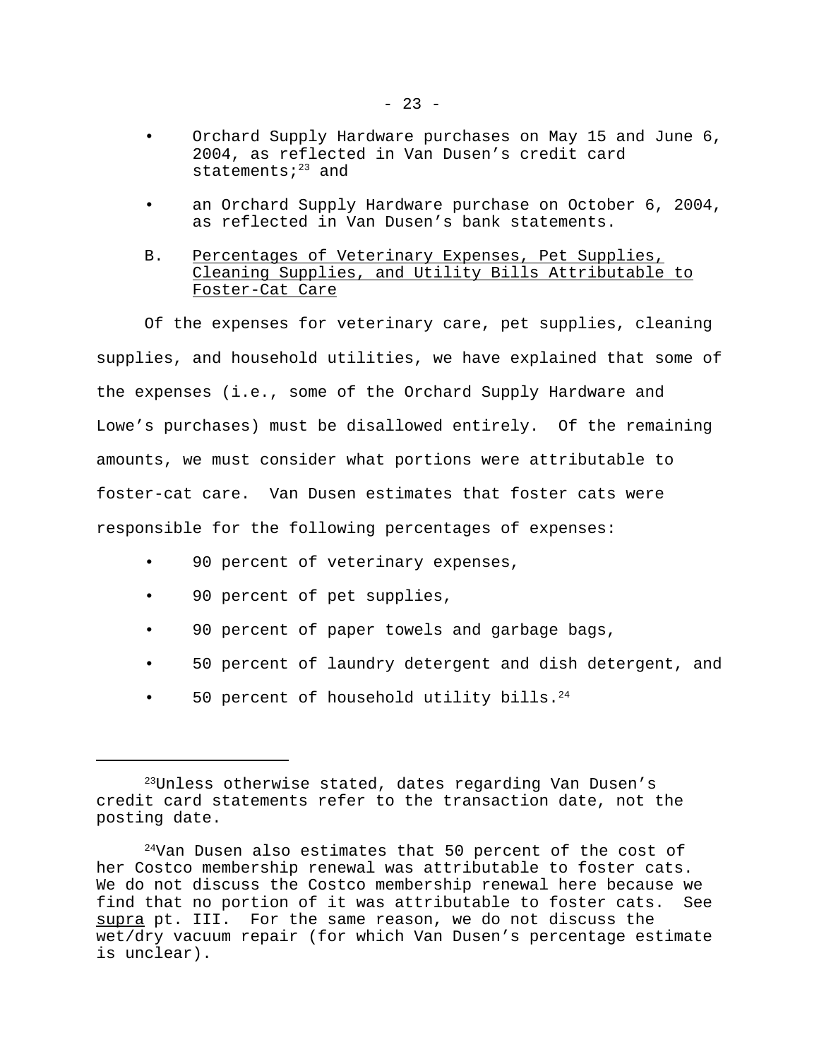- Orchard Supply Hardware purchases on May 15 and June 6, 2004, as reflected in Van Dusen's credit card statements;[23] and
- an Orchard Supply Hardware purchase on October 6, 2004, as reflected in Van Dusen's bank statements.

### B. Percentages of Veterinary Expenses, Pet Supplies, Cleaning Supplies, and Utility Bills Attributable to Foster-Cat Care

Of the expenses for veterinary care, pet supplies, cleaning supplies, and household utilities, we have explained that some of the expenses (i.e., some of the Orchard Supply Hardware and Lowe's purchases) must be disallowed entirely. Of the remaining amounts, we must consider what portions were attributable to foster-cat care. Van Dusen estimates that foster cats were responsible for the following percentages of expenses:

- 90 percent of veterinary expenses,
- 90 percent of pet supplies,
- 90 percent of paper towels and garbage bags,
- 50 percent of laundry detergent and dish detergent, and
- 50 percent of household utility bills.[24]

---

[23]Unless otherwise stated, dates regarding Van Dusen's credit card statements refer to the transaction date, not the posting date.

[24]Van Dusen also estimates that 50 percent of the cost of her Costco membership renewal was attributable to foster cats. We do not discuss the Costco membership renewal here because we find that no portion of it was attributable to foster cats. See supra pt. III. For the same reason, we do not discuss the wet/dry vacuum repair (for which Van Dusen's percentage estimate is unclear).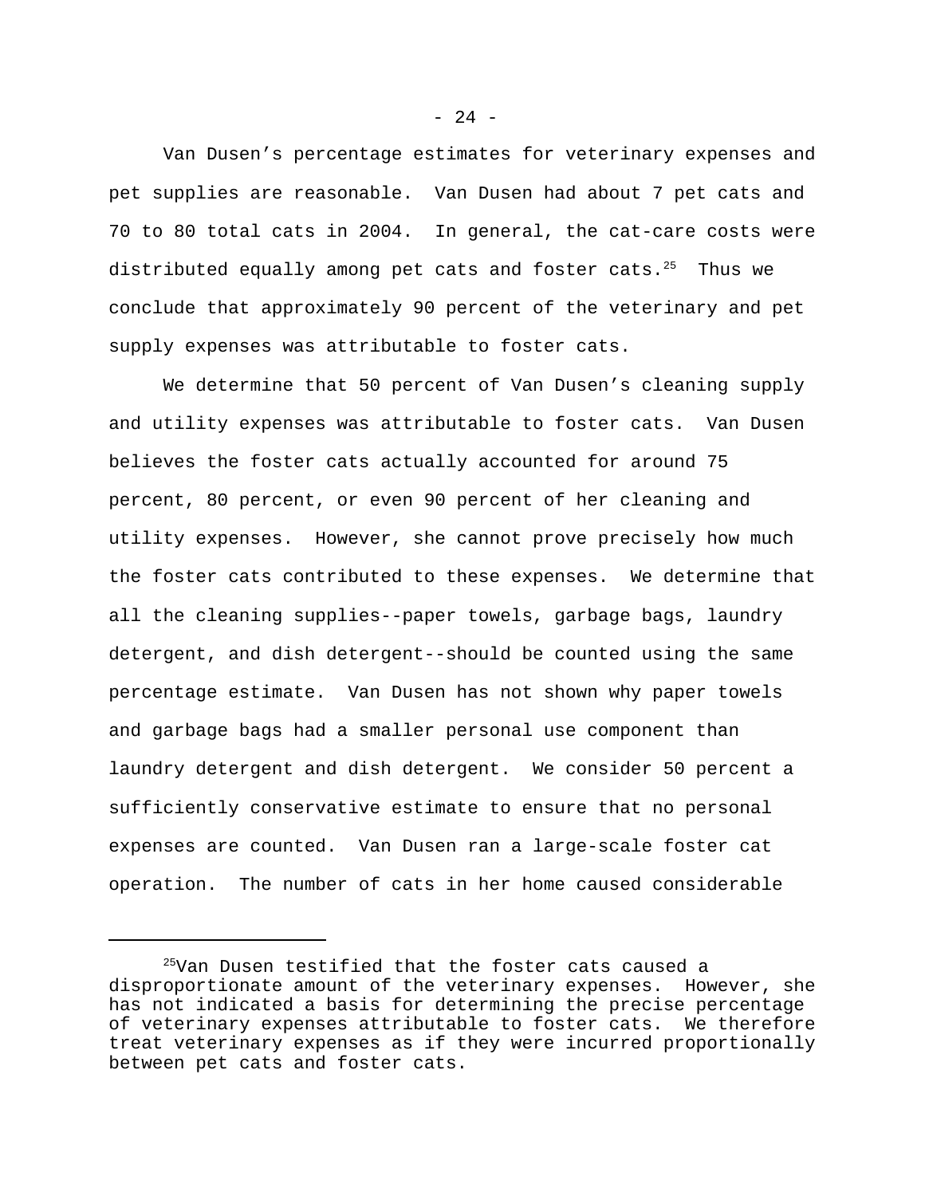Van Dusen’s percentage estimates for veterinary expenses and pet supplies are reasonable. Van Dusen had about 7 pet cats and 70 to 80 total cats in 2004. In general, the cat-care costs were distributed equally among pet cats and foster cats.[25] Thus we conclude that approximately 90 percent of the veterinary and pet supply expenses was attributable to foster cats.

We determine that 50 percent of Van Dusen’s cleaning supply and utility expenses was attributable to foster cats. Van Dusen believes the foster cats actually accounted for around 75 percent, 80 percent, or even 90 percent of her cleaning and utility expenses. However, she cannot prove precisely how much the foster cats contributed to these expenses. We determine that all the cleaning supplies--paper towels, garbage bags, laundry detergent, and dish detergent--should be counted using the same percentage estimate. Van Dusen has not shown why paper towels and garbage bags had a smaller personal use component than laundry detergent and dish detergent. We consider 50 percent a sufficiently conservative estimate to ensure that no personal expenses are counted. Van Dusen ran a large-scale foster cat operation. The number of cats in her home caused considerable

---

[25]Van Dusen testified that the foster cats caused a disproportionate amount of the veterinary expenses. However, she has not indicated a basis for determining the precise percentage of veterinary expenses attributable to foster cats. We therefore treat veterinary expenses as if they were incurred proportionally between pet cats and foster cats.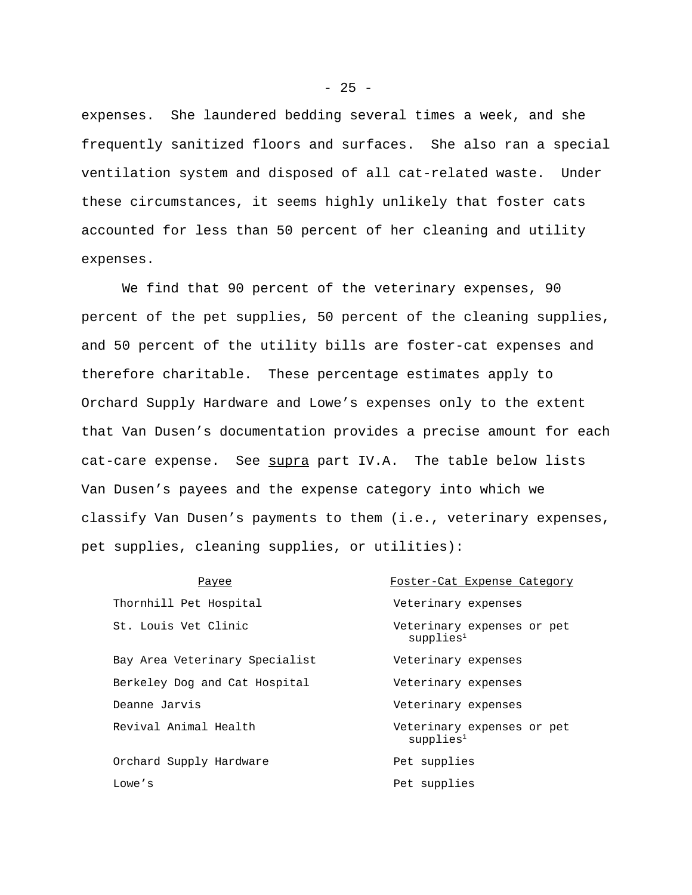expenses. She laundered bedding several times a week, and she frequently sanitized floors and surfaces. She also ran a special ventilation system and disposed of all cat-related waste. Under these circumstances, it seems highly unlikely that foster cats accounted for less than 50 percent of her cleaning and utility expenses.

We find that 90 percent of the veterinary expenses, 90 percent of the pet supplies, 50 percent of the cleaning supplies, and 50 percent of the utility bills are foster-cat expenses and therefore charitable. These percentage estimates apply to Orchard Supply Hardware and Lowe's expenses only to the extent that Van Dusen's documentation provides a precise amount for each cat-care expense. See supra part IV.A. The table below lists Van Dusen's payees and the expense category into which we classify Van Dusen's payments to them (i.e., veterinary expenses, pet supplies, cleaning supplies, or utilities):

| Payee | Foster-Cat Expense Category |
|---|---|
| Thornhill Pet Hospital | Veterinary expenses |
| St. Louis Vet Clinic | Veterinary expenses or pet supplies[1] |
| Bay Area Veterinary Specialist | Veterinary expenses |
| Berkeley Dog and Cat Hospital | Veterinary expenses |
| Deanne Jarvis | Veterinary expenses |
| Revival Animal Health | Veterinary expenses or pet supplies[1] |
| Orchard Supply Hardware | Pet supplies |
| Lowe's | Pet supplies |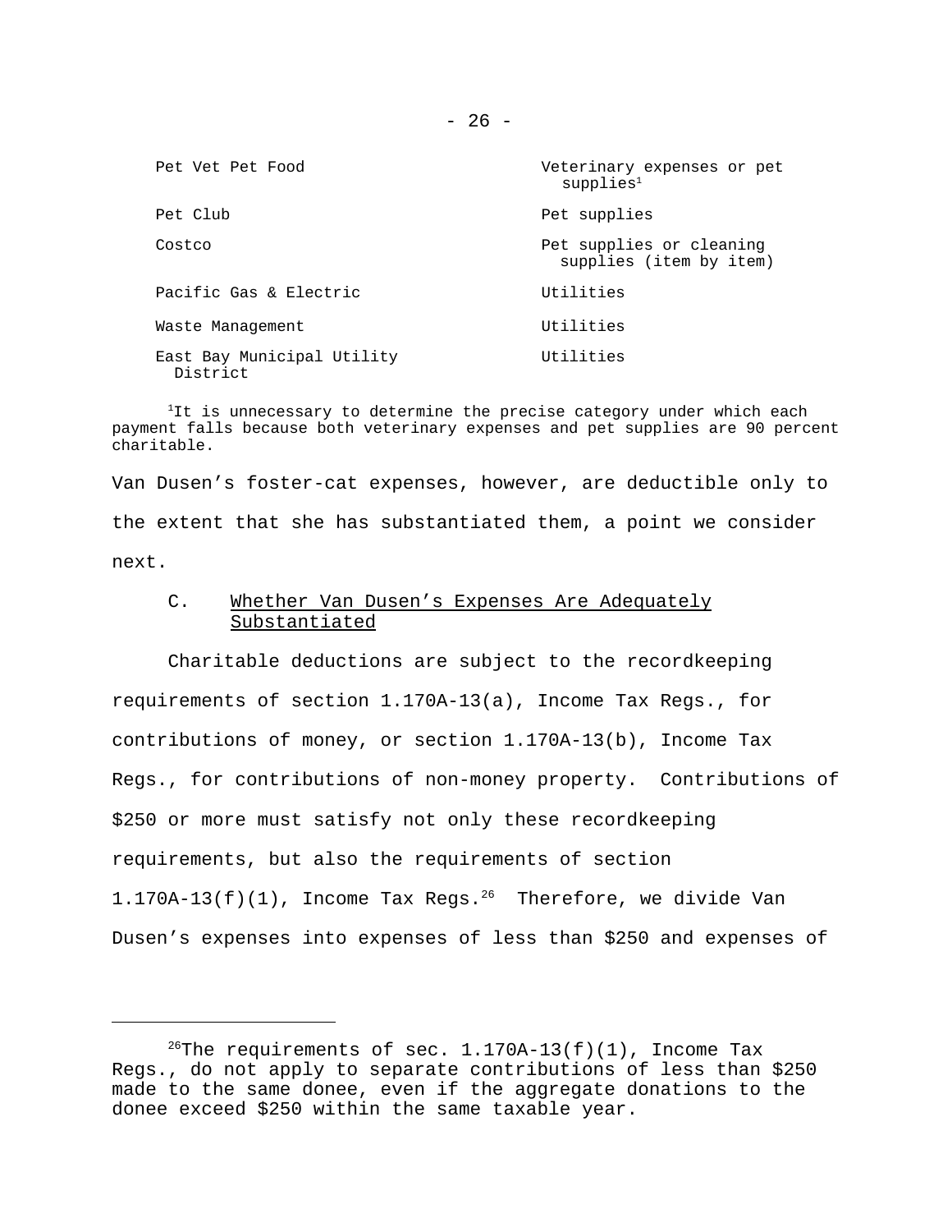| | |
|---|---|
| Pet Vet Pet Food | Veterinary expenses or pet supplies[1] |
| Pet Club | Pet supplies |
| Costco | Pet supplies or cleaning supplies (item by item) |
| Pacific Gas & Electric | Utilities |
| Waste Management | Utilities |
| East Bay Municipal Utility District | Utilities |

[1]It is unnecessary to determine the precise category under which each payment falls because both veterinary expenses and pet supplies are 90 percent charitable.

Van Dusen's foster-cat expenses, however, are deductible only to the extent that she has substantiated them, a point we consider next.

### C. Whether Van Dusen's Expenses Are Adequately Substantiated

Charitable deductions are subject to the recordkeeping requirements of section 1.170A-13(a), Income Tax Regs., for contributions of money, or section 1.170A-13(b), Income Tax Regs., for contributions of non-money property. Contributions of $250 or more must satisfy not only these recordkeeping requirements, but also the requirements of section 1.170A-13(f)(1), Income Tax Regs.[26] Therefore, we divide Van Dusen's expenses into expenses of less than $250 and expenses of

[26]The requirements of sec. 1.170A-13(f)(1), Income Tax Regs., do not apply to separate contributions of less than $250 made to the same donee, even if the aggregate donations to the donee exceed $250 within the same taxable year.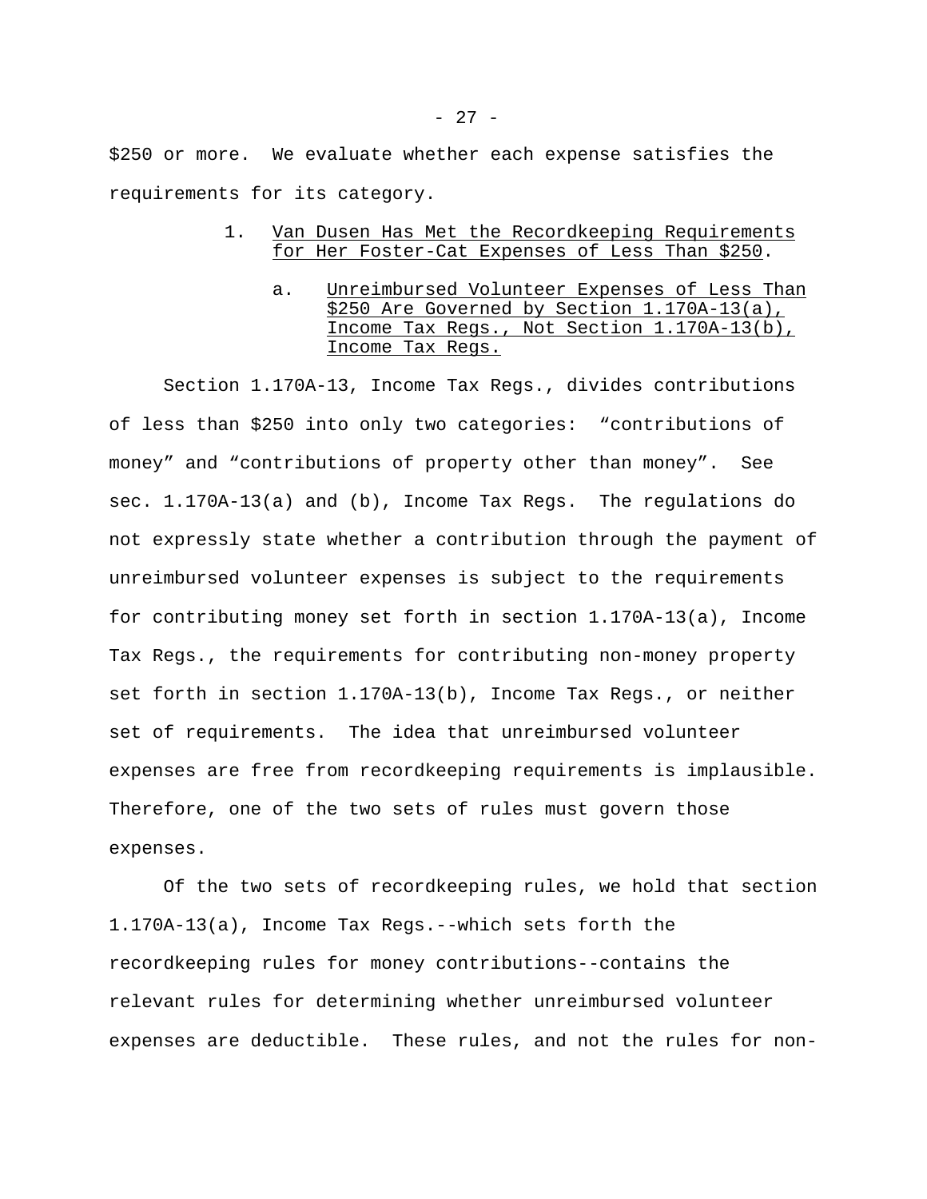$250 or more. We evaluate whether each expense satisfies the requirements for its category.

### 1. Van Dusen Has Met the Recordkeeping Requirements for Her Foster-Cat Expenses of Less Than $250.

#### a. Unreimbursed Volunteer Expenses of Less Than $250 Are Governed by Section 1.170A-13(a), Income Tax Regs., Not Section 1.170A-13(b), Income Tax Regs.

Section 1.170A-13, Income Tax Regs., divides contributions of less than $250 into only two categories: "contributions of money" and "contributions of property other than money". See sec. 1.170A-13(a) and (b), Income Tax Regs. The regulations do not expressly state whether a contribution through the payment of unreimbursed volunteer expenses is subject to the requirements for contributing money set forth in section 1.170A-13(a), Income Tax Regs., the requirements for contributing non-money property set forth in section 1.170A-13(b), Income Tax Regs., or neither set of requirements. The idea that unreimbursed volunteer expenses are free from recordkeeping requirements is implausible. Therefore, one of the two sets of rules must govern those expenses.

Of the two sets of recordkeeping rules, we hold that section 1.170A-13(a), Income Tax Regs.--which sets forth the recordkeeping rules for money contributions--contains the relevant rules for determining whether unreimbursed volunteer expenses are deductible. These rules, and not the rules for non-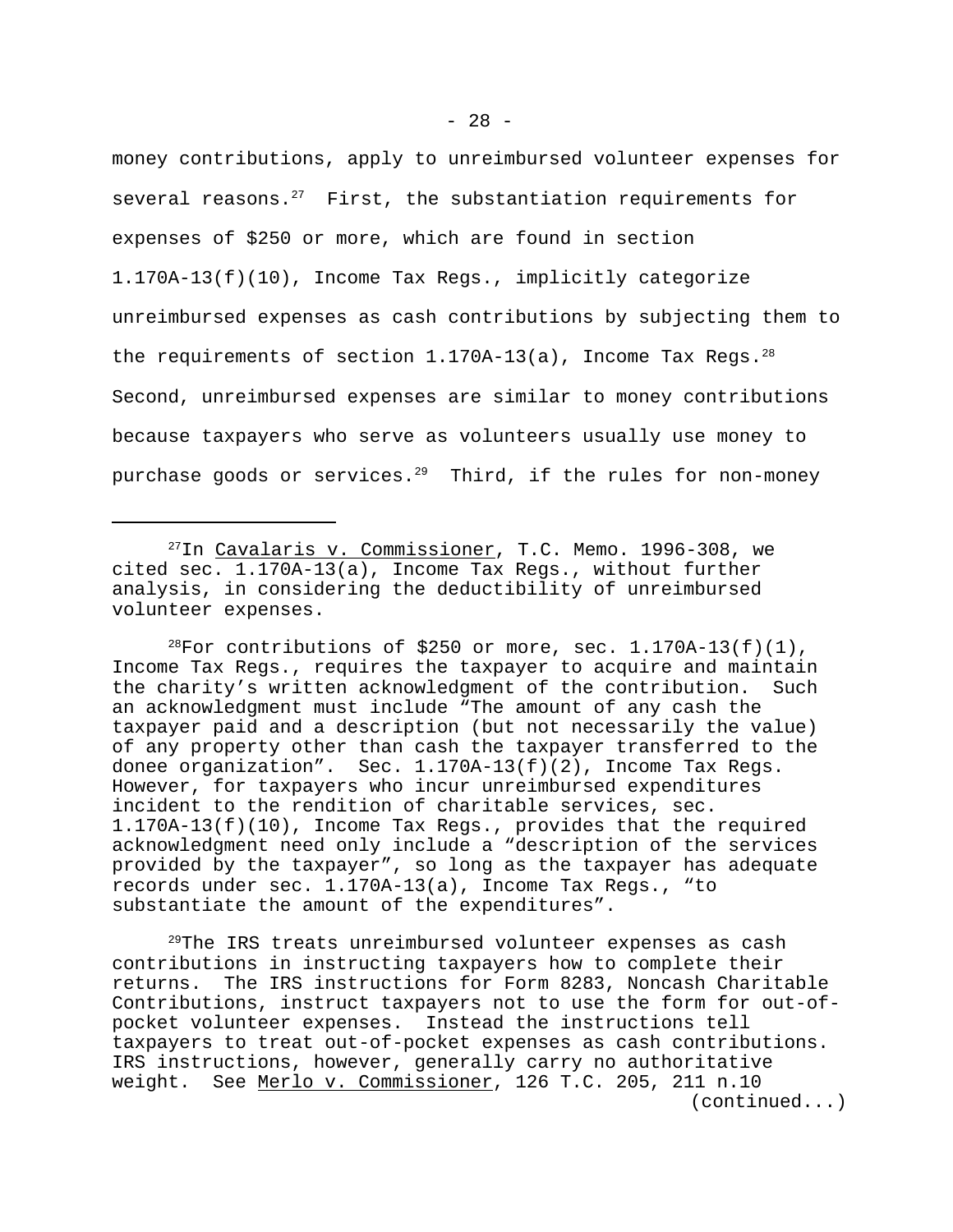money contributions, apply to unreimbursed volunteer expenses for several reasons.[27] First, the substantiation requirements for expenses of $250 or more, which are found in section 1.170A-13(f)(10), Income Tax Regs., implicitly categorize unreimbursed expenses as cash contributions by subjecting them to the requirements of section 1.170A-13(a), Income Tax Regs.[28] Second, unreimbursed expenses are similar to money contributions because taxpayers who serve as volunteers usually use money to purchase goods or services.[29] Third, if the rules for non-money

---

[27]In Cavalaris v. Commissioner, T.C. Memo. 1996-308, we cited sec. 1.170A-13(a), Income Tax Regs., without further analysis, in considering the deductibility of unreimbursed volunteer expenses.

[28]For contributions of $250 or more, sec. 1.170A-13(f)(1), Income Tax Regs., requires the taxpayer to acquire and maintain the charity's written acknowledgment of the contribution. Such an acknowledgment must include "The amount of any cash the taxpayer paid and a description (but not necessarily the value) of any property other than cash the taxpayer transferred to the donee organization". Sec. 1.170A-13(f)(2), Income Tax Regs. However, for taxpayers who incur unreimbursed expenditures incident to the rendition of charitable services, sec. 1.170A-13(f)(10), Income Tax Regs., provides that the required acknowledgment need only include a "description of the services provided by the taxpayer", so long as the taxpayer has adequate records under sec. 1.170A-13(a), Income Tax Regs., "to substantiate the amount of the expenditures".

[29]The IRS treats unreimbursed volunteer expenses as cash contributions in instructing taxpayers how to complete their returns. The IRS instructions for Form 8283, Noncash Charitable Contributions, instruct taxpayers not to use the form for out-of-pocket volunteer expenses. Instead the instructions tell taxpayers to treat out-of-pocket expenses as cash contributions. IRS instructions, however, generally carry no authoritative weight. See Merlo v. Commissioner, 126 T.C. 205, 211 n.10 (continued...)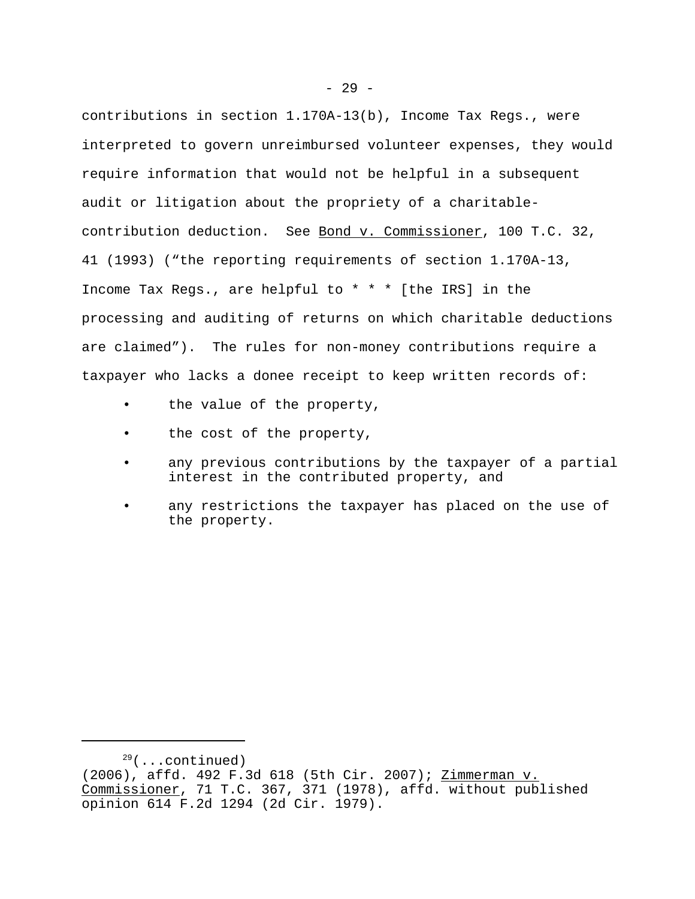contributions in section 1.170A-13(b), Income Tax Regs., were interpreted to govern unreimbursed volunteer expenses, they would require information that would not be helpful in a subsequent audit or litigation about the propriety of a charitable-contribution deduction. See Bond v. Commissioner, 100 T.C. 32, 41 (1993) ("the reporting requirements of section 1.170A-13, Income Tax Regs., are helpful to * * * [the IRS] in the processing and auditing of returns on which charitable deductions are claimed"). The rules for non-money contributions require a taxpayer who lacks a donee receipt to keep written records of:

- the value of the property,
- the cost of the property,
- any previous contributions by the taxpayer of a partial interest in the contributed property, and
- any restrictions the taxpayer has placed on the use of the property.

---

[29](...continued)
(2006), affd. 492 F.3d 618 (5th Cir. 2007); Zimmerman v. Commissioner, 71 T.C. 367, 371 (1978), affd. without published opinion 614 F.2d 1294 (2d Cir. 1979).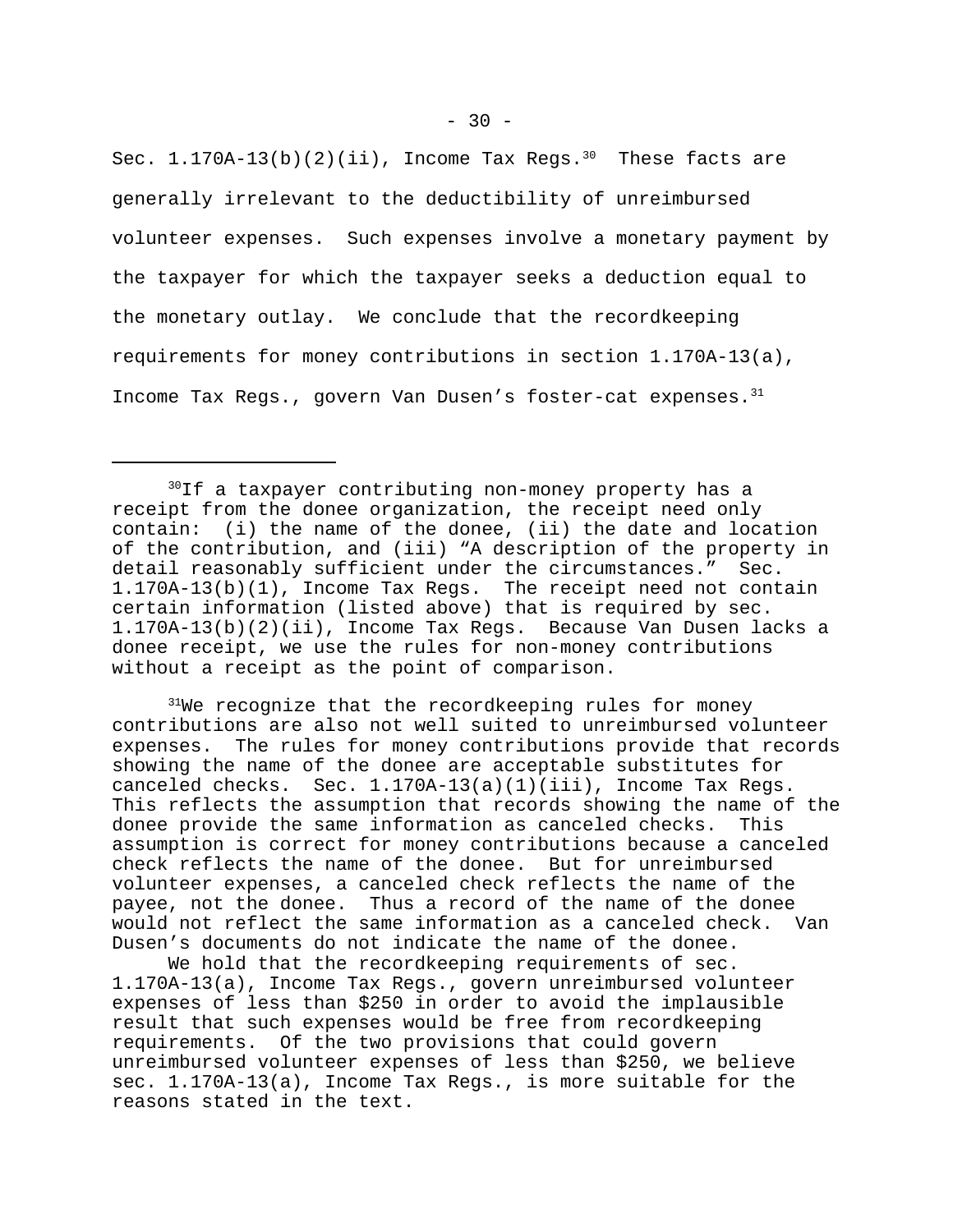Sec. 1.170A-13(b)(2)(ii), Income Tax Regs.[30] These facts are generally irrelevant to the deductibility of unreimbursed volunteer expenses. Such expenses involve a monetary payment by the taxpayer for which the taxpayer seeks a deduction equal to the monetary outlay. We conclude that the recordkeeping requirements for money contributions in section 1.170A-13(a), Income Tax Regs., govern Van Dusen's foster-cat expenses.[31]

---

[30]If a taxpayer contributing non-money property has a receipt from the donee organization, the receipt need only contain: (i) the name of the donee, (ii) the date and location of the contribution, and (iii) "A description of the property in detail reasonably sufficient under the circumstances." Sec. 1.170A-13(b)(1), Income Tax Regs. The receipt need not contain certain information (listed above) that is required by sec. 1.170A-13(b)(2)(ii), Income Tax Regs. Because Van Dusen lacks a donee receipt, we use the rules for non-money contributions without a receipt as the point of comparison.

[31]We recognize that the recordkeeping rules for money contributions are also not well suited to unreimbursed volunteer expenses. The rules for money contributions provide that records showing the name of the donee are acceptable substitutes for canceled checks. Sec. 1.170A-13(a)(1)(iii), Income Tax Regs. This reflects the assumption that records showing the name of the donee provide the same information as canceled checks. This assumption is correct for money contributions because a canceled check reflects the name of the donee. But for unreimbursed volunteer expenses, a canceled check reflects the name of the payee, not the donee. Thus a record of the name of the donee would not reflect the same information as a canceled check. Van Dusen's documents do not indicate the name of the donee.

We hold that the recordkeeping requirements of sec. 1.170A-13(a), Income Tax Regs., govern unreimbursed volunteer expenses of less than $250 in order to avoid the implausible result that such expenses would be free from recordkeeping requirements. Of the two provisions that could govern unreimbursed volunteer expenses of less than $250, we believe sec. 1.170A-13(a), Income Tax Regs., is more suitable for the reasons stated in the text.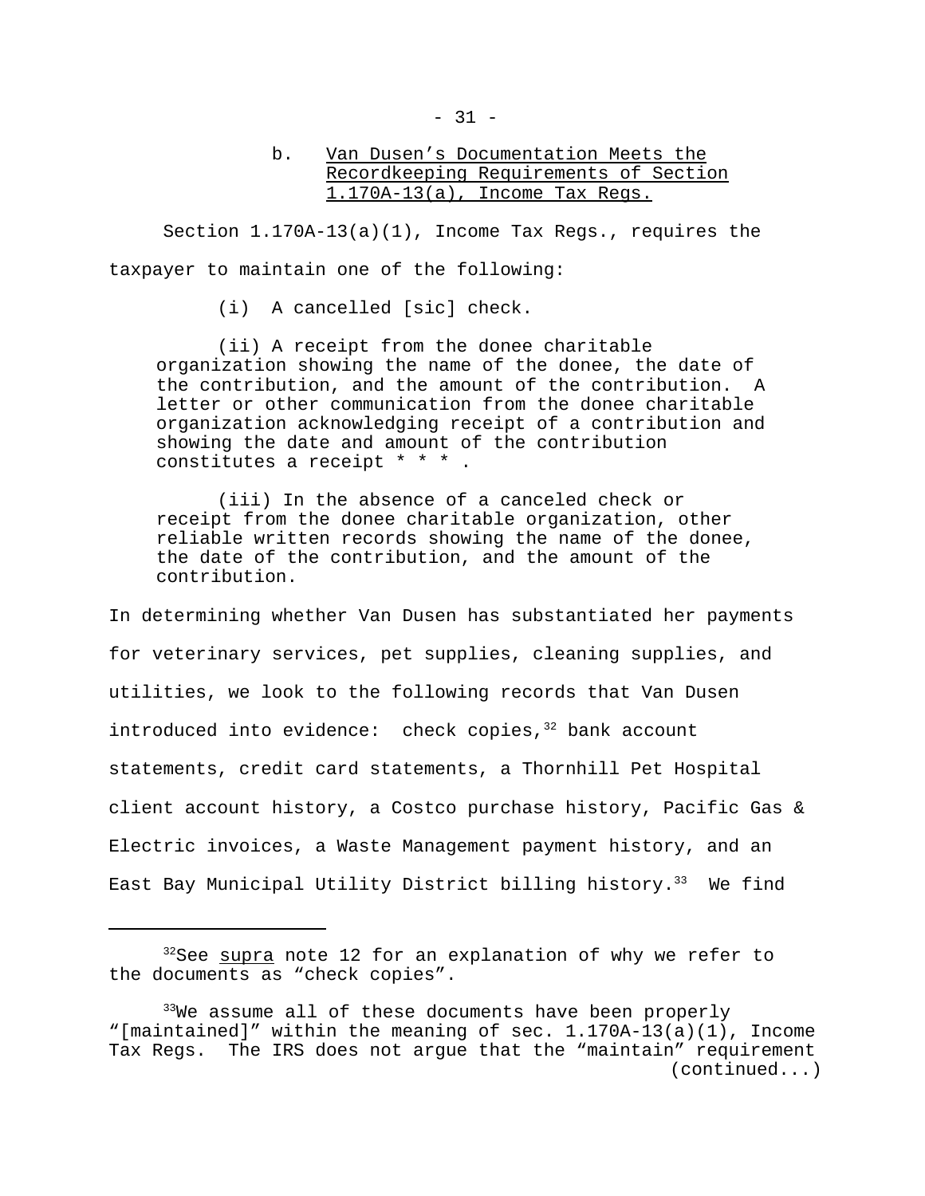### b. Van Dusen's Documentation Meets the Recordkeeping Requirements of Section 1.170A-13(a), Income Tax Regs.

Section 1.170A-13(a)(1), Income Tax Regs., requires the taxpayer to maintain one of the following:

> (i) A cancelled [sic] check.
>
> (ii) A receipt from the donee charitable organization showing the name of the donee, the date of the contribution, and the amount of the contribution. A letter or other communication from the donee charitable organization acknowledging receipt of a contribution and showing the date and amount of the contribution constitutes a receipt * * * .
>
> (iii) In the absence of a canceled check or receipt from the donee charitable organization, other reliable written records showing the name of the donee, the date of the contribution, and the amount of the contribution.

In determining whether Van Dusen has substantiated her payments for veterinary services, pet supplies, cleaning supplies, and utilities, we look to the following records that Van Dusen introduced into evidence: check copies,[32] bank account statements, credit card statements, a Thornhill Pet Hospital client account history, a Costco purchase history, Pacific Gas & Electric invoices, a Waste Management payment history, and an East Bay Municipal Utility District billing history.[33] We find

---

[32] See _supra_ note 12 for an explanation of why we refer to the documents as "check copies".

[33] We assume all of these documents have been properly "[maintained]" within the meaning of sec. 1.170A-13(a)(1), Income Tax Regs. The IRS does not argue that the "maintain" requirement (continued...)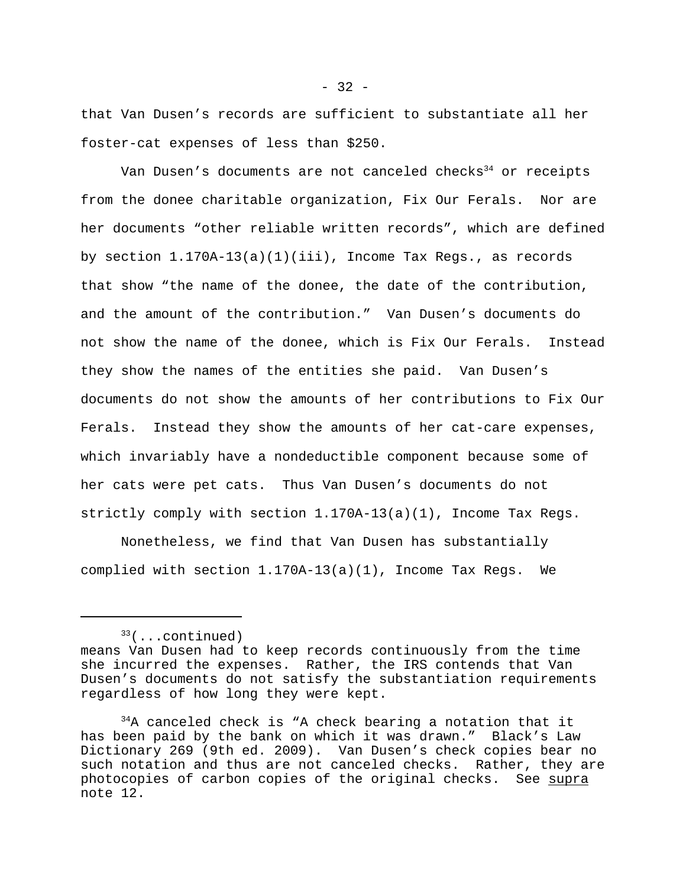that Van Dusen's records are sufficient to substantiate all her foster-cat expenses of less than $250.

Van Dusen's documents are not canceled checks[34] or receipts from the donee charitable organization, Fix Our Ferals. Nor are her documents "other reliable written records", which are defined by section 1.170A-13(a)(1)(iii), Income Tax Regs., as records that show "the name of the donee, the date of the contribution, and the amount of the contribution." Van Dusen's documents do not show the name of the donee, which is Fix Our Ferals. Instead they show the names of the entities she paid. Van Dusen's documents do not show the amounts of her contributions to Fix Our Ferals. Instead they show the amounts of her cat-care expenses, which invariably have a nondeductible component because some of her cats were pet cats. Thus Van Dusen's documents do not strictly comply with section 1.170A-13(a)(1), Income Tax Regs.

Nonetheless, we find that Van Dusen has substantially complied with section 1.170A-13(a)(1), Income Tax Regs. We

---

[33](...continued) means Van Dusen had to keep records continuously from the time she incurred the expenses. Rather, the IRS contends that Van Dusen's documents do not satisfy the substantiation requirements regardless of how long they were kept.

[34]A canceled check is "A check bearing a notation that it has been paid by the bank on which it was drawn." Black's Law Dictionary 269 (9th ed. 2009). Van Dusen's check copies bear no such notation and thus are not canceled checks. Rather, they are photocopies of carbon copies of the original checks. See supra note 12.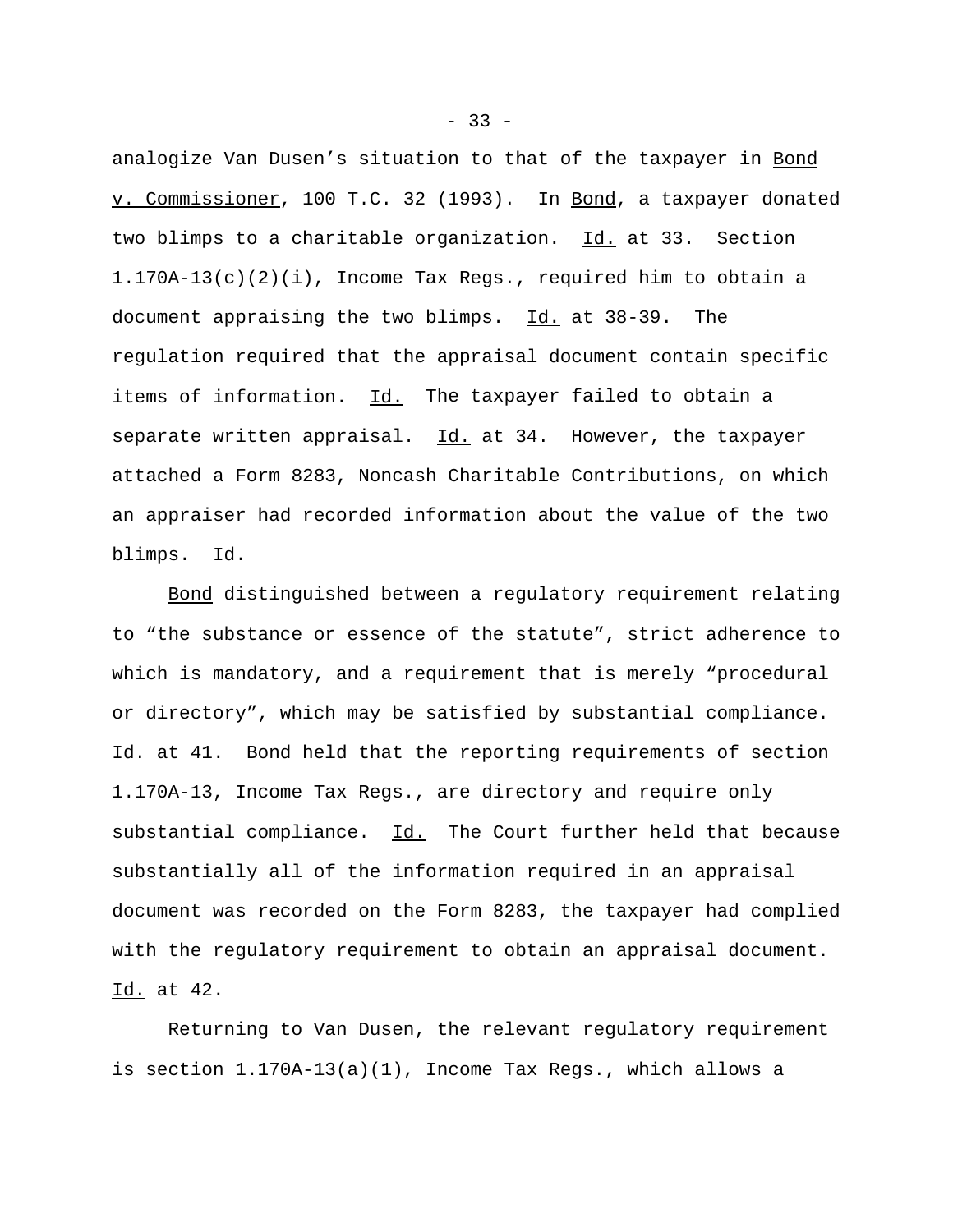analogize Van Dusen's situation to that of the taxpayer in Bond v. Commissioner, 100 T.C. 32 (1993). In Bond, a taxpayer donated two blimps to a charitable organization. Id. at 33. Section 1.170A-13(c)(2)(i), Income Tax Regs., required him to obtain a document appraising the two blimps. Id. at 38-39. The regulation required that the appraisal document contain specific items of information. Id. The taxpayer failed to obtain a separate written appraisal. Id. at 34. However, the taxpayer attached a Form 8283, Noncash Charitable Contributions, on which an appraiser had recorded information about the value of the two blimps. Id.

Bond distinguished between a regulatory requirement relating to "the substance or essence of the statute", strict adherence to which is mandatory, and a requirement that is merely "procedural or directory", which may be satisfied by substantial compliance. Id. at 41. Bond held that the reporting requirements of section 1.170A-13, Income Tax Regs., are directory and require only substantial compliance. Id. The Court further held that because substantially all of the information required in an appraisal document was recorded on the Form 8283, the taxpayer had complied with the regulatory requirement to obtain an appraisal document. Id. at 42.

Returning to Van Dusen, the relevant regulatory requirement is section 1.170A-13(a)(1), Income Tax Regs., which allows a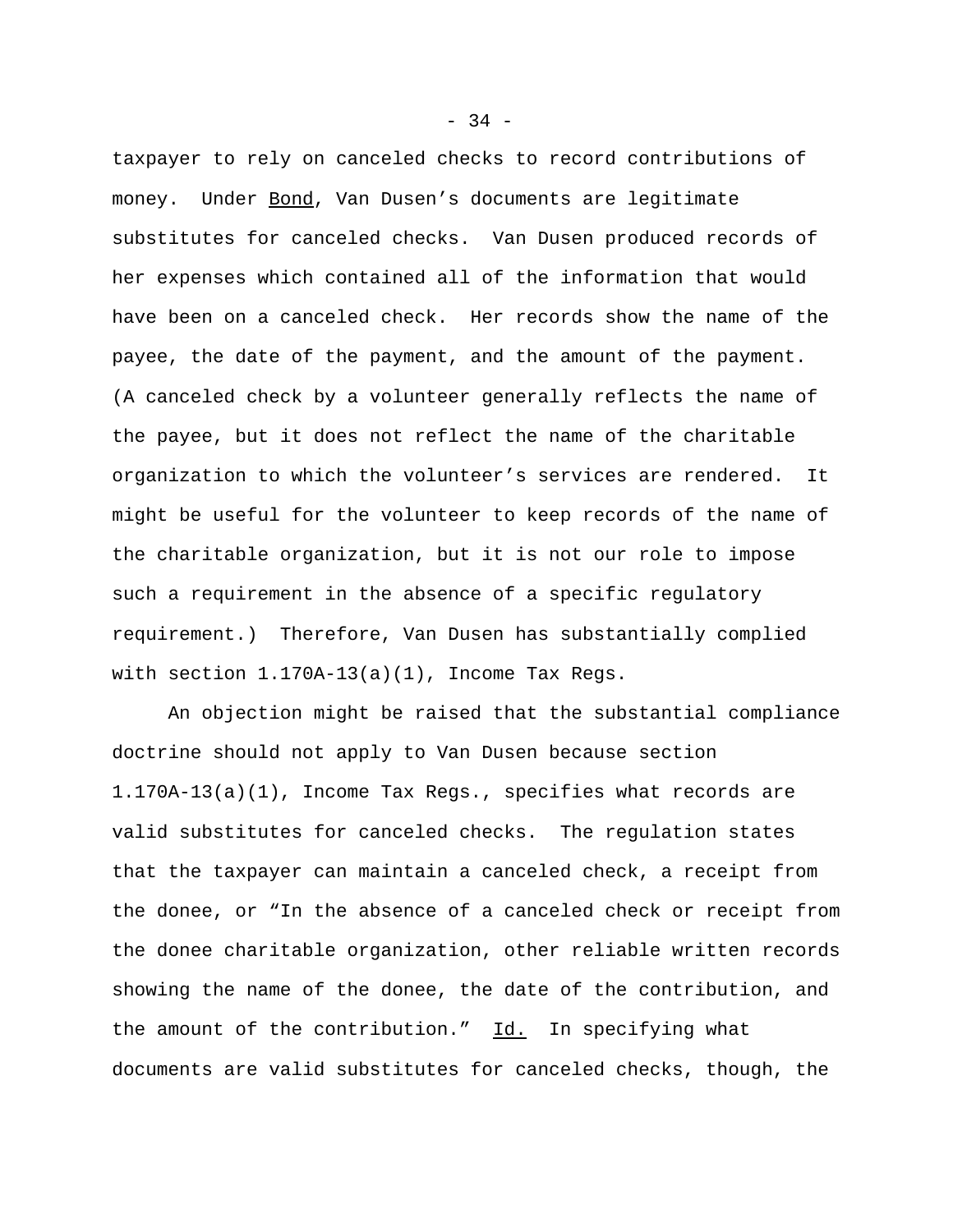taxpayer to rely on canceled checks to record contributions of money. Under Bond, Van Dusen's documents are legitimate substitutes for canceled checks. Van Dusen produced records of her expenses which contained all of the information that would have been on a canceled check. Her records show the name of the payee, the date of the payment, and the amount of the payment. (A canceled check by a volunteer generally reflects the name of the payee, but it does not reflect the name of the charitable organization to which the volunteer's services are rendered. It might be useful for the volunteer to keep records of the name of the charitable organization, but it is not our role to impose such a requirement in the absence of a specific regulatory requirement.) Therefore, Van Dusen has substantially complied with section 1.170A-13(a)(1), Income Tax Regs.

An objection might be raised that the substantial compliance doctrine should not apply to Van Dusen because section 1.170A-13(a)(1), Income Tax Regs., specifies what records are valid substitutes for canceled checks. The regulation states that the taxpayer can maintain a canceled check, a receipt from the donee, or "In the absence of a canceled check or receipt from the donee charitable organization, other reliable written records showing the name of the donee, the date of the contribution, and the amount of the contribution." Id. In specifying what documents are valid substitutes for canceled checks, though, the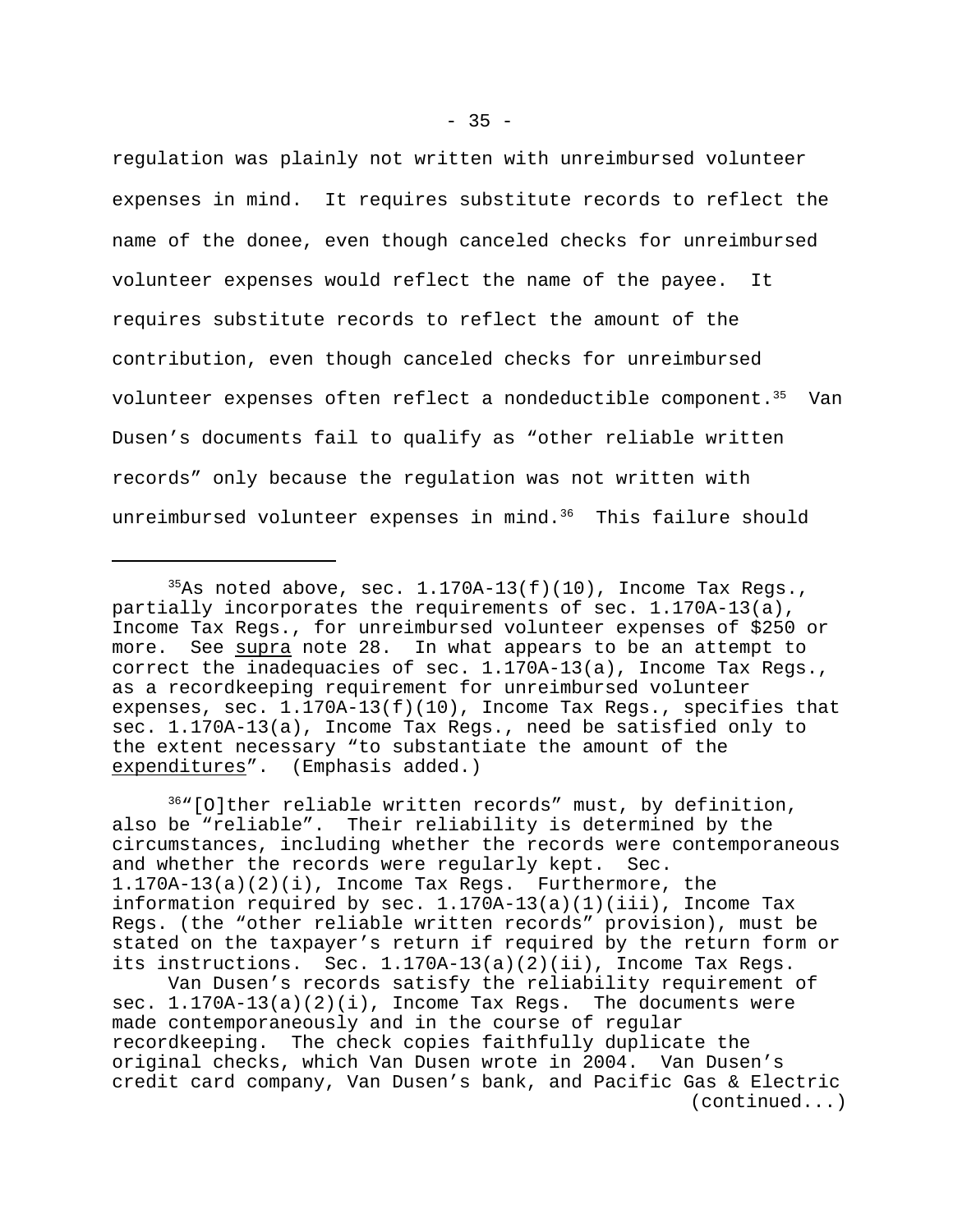regulation was plainly not written with unreimbursed volunteer expenses in mind. It requires substitute records to reflect the name of the donee, even though canceled checks for unreimbursed volunteer expenses would reflect the name of the payee. It requires substitute records to reflect the amount of the contribution, even though canceled checks for unreimbursed volunteer expenses often reflect a nondeductible component.[35] Van Dusen's documents fail to qualify as "other reliable written records" only because the regulation was not written with unreimbursed volunteer expenses in mind.[36] This failure should

---

[35]As noted above, sec. 1.170A-13(f)(10), Income Tax Regs., partially incorporates the requirements of sec. 1.170A-13(a), Income Tax Regs., for unreimbursed volunteer expenses of $250 or more. See supra note 28. In what appears to be an attempt to correct the inadequacies of sec. 1.170A-13(a), Income Tax Regs., as a recordkeeping requirement for unreimbursed volunteer expenses, sec. 1.170A-13(f)(10), Income Tax Regs., specifies that sec. 1.170A-13(a), Income Tax Regs., need be satisfied only to the extent necessary "to substantiate the amount of the expenditures". (Emphasis added.)

[36]"[O]ther reliable written records" must, by definition, also be "reliable". Their reliability is determined by the circumstances, including whether the records were contemporaneous and whether the records were regularly kept. Sec. 1.170A-13(a)(2)(i), Income Tax Regs. Furthermore, the information required by sec. 1.170A-13(a)(1)(iii), Income Tax Regs. (the "other reliable written records" provision), must be stated on the taxpayer's return if required by the return form or its instructions. Sec. 1.170A-13(a)(2)(ii), Income Tax Regs.

Van Dusen's records satisfy the reliability requirement of sec. 1.170A-13(a)(2)(i), Income Tax Regs. The documents were made contemporaneously and in the course of regular recordkeeping. The check copies faithfully duplicate the original checks, which Van Dusen wrote in 2004. Van Dusen's credit card company, Van Dusen's bank, and Pacific Gas & Electric (continued...)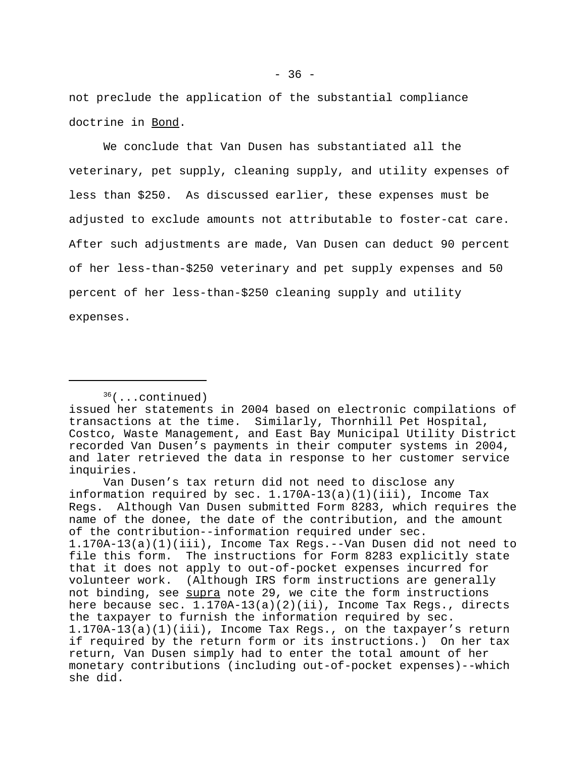not preclude the application of the substantial compliance doctrine in Bond.

We conclude that Van Dusen has substantiated all the veterinary, pet supply, cleaning supply, and utility expenses of less than $250. As discussed earlier, these expenses must be adjusted to exclude amounts not attributable to foster-cat care. After such adjustments are made, Van Dusen can deduct 90 percent of her less-than-$250 veterinary and pet supply expenses and 50 percent of her less-than-$250 cleaning supply and utility expenses.

---

[36](...continued) issued her statements in 2004 based on electronic compilations of transactions at the time. Similarly, Thornhill Pet Hospital, Costco, Waste Management, and East Bay Municipal Utility District recorded Van Dusen's payments in their computer systems in 2004, and later retrieved the data in response to her customer service inquiries.

Van Dusen's tax return did not need to disclose any information required by sec. 1.170A-13(a)(1)(iii), Income Tax Regs. Although Van Dusen submitted Form 8283, which requires the name of the donee, the date of the contribution, and the amount of the contribution--information required under sec. 1.170A-13(a)(1)(iii), Income Tax Regs.--Van Dusen did not need to file this form. The instructions for Form 8283 explicitly state that it does not apply to out-of-pocket expenses incurred for volunteer work. (Although IRS form instructions are generally not binding, see supra note 29, we cite the form instructions here because sec. 1.170A-13(a)(2)(ii), Income Tax Regs., directs the taxpayer to furnish the information required by sec. 1.170A-13(a)(1)(iii), Income Tax Regs., on the taxpayer's return if required by the return form or its instructions.) On her tax return, Van Dusen simply had to enter the total amount of her monetary contributions (including out-of-pocket expenses)--which she did.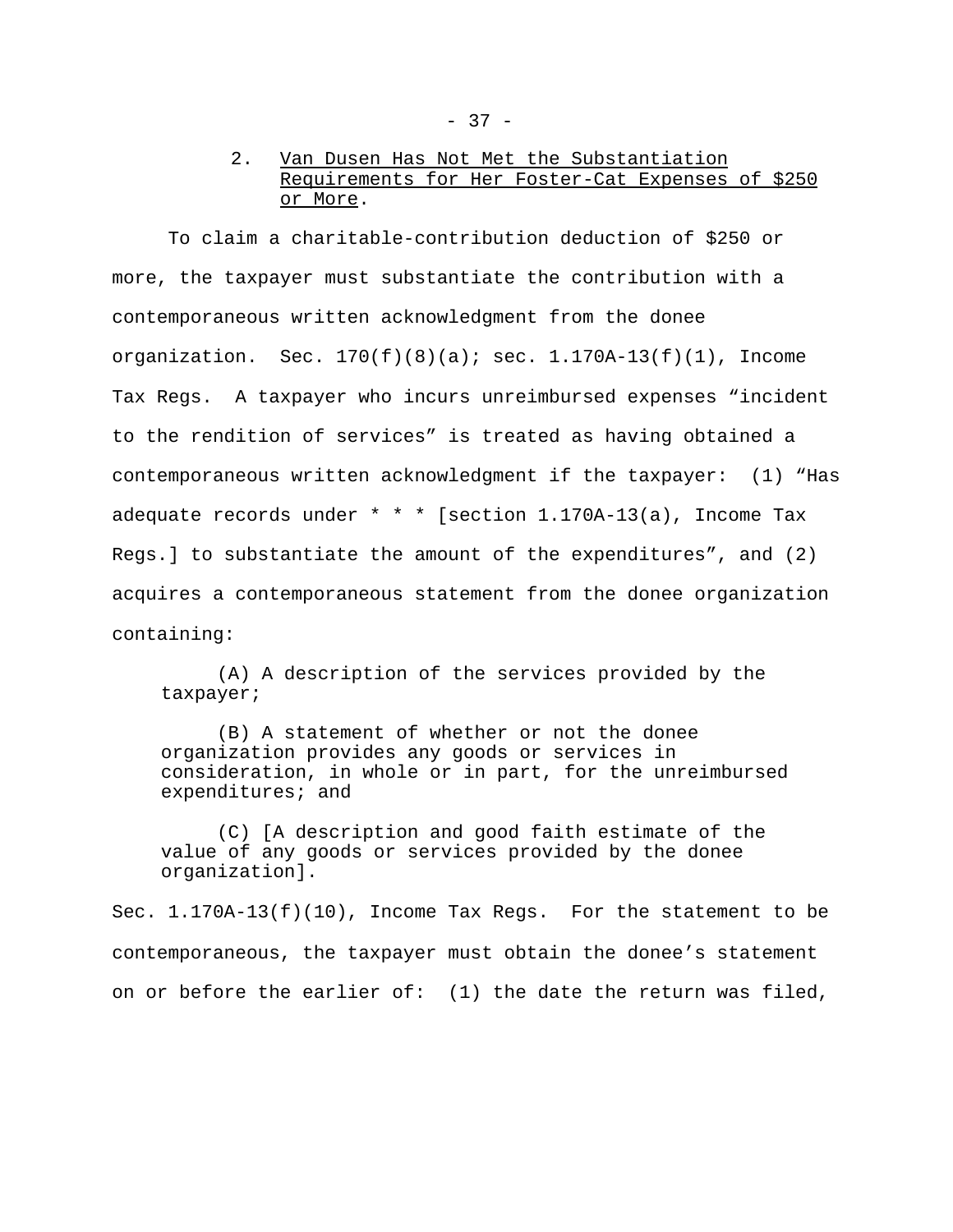### 2. Van Dusen Has Not Met the Substantiation Requirements for Her Foster-Cat Expenses of $250 or More.

To claim a charitable-contribution deduction of $250 or more, the taxpayer must substantiate the contribution with a contemporaneous written acknowledgment from the donee organization. Sec. 170(f)(8)(a); sec. 1.170A-13(f)(1), Income Tax Regs. A taxpayer who incurs unreimbursed expenses "incident to the rendition of services" is treated as having obtained a contemporaneous written acknowledgment if the taxpayer: (1) "Has adequate records under * * * [section 1.170A-13(a), Income Tax Regs.] to substantiate the amount of the expenditures", and (2) acquires a contemporaneous statement from the donee organization containing:

> (A) A description of the services provided by the taxpayer;
>
> (B) A statement of whether or not the donee organization provides any goods or services in consideration, in whole or in part, for the unreimbursed expenditures; and
>
> (C) [A description and good faith estimate of the value of any goods or services provided by the donee organization].

Sec. 1.170A-13(f)(10), Income Tax Regs. For the statement to be contemporaneous, the taxpayer must obtain the donee's statement on or before the earlier of: (1) the date the return was filed,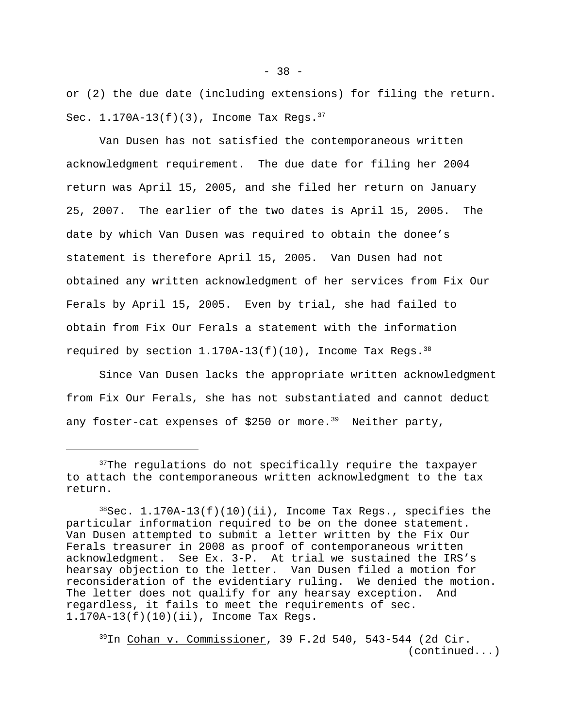or (2) the due date (including extensions) for filing the return. Sec. 1.170A-13(f)(3), Income Tax Regs.[37]

Van Dusen has not satisfied the contemporaneous written acknowledgment requirement. The due date for filing her 2004 return was April 15, 2005, and she filed her return on January 25, 2007. The earlier of the two dates is April 15, 2005. The date by which Van Dusen was required to obtain the donee's statement is therefore April 15, 2005. Van Dusen had not obtained any written acknowledgment of her services from Fix Our Ferals by April 15, 2005. Even by trial, she had failed to obtain from Fix Our Ferals a statement with the information required by section 1.170A-13(f)(10), Income Tax Regs.[38]

Since Van Dusen lacks the appropriate written acknowledgment from Fix Our Ferals, she has not substantiated and cannot deduct any foster-cat expenses of $250 or more.[39] Neither party,

---

[37]The regulations do not specifically require the taxpayer to attach the contemporaneous written acknowledgment to the tax return.

[38]Sec. 1.170A-13(f)(10)(ii), Income Tax Regs., specifies the particular information required to be on the donee statement. Van Dusen attempted to submit a letter written by the Fix Our Ferals treasurer in 2008 as proof of contemporaneous written acknowledgment. See Ex. 3-P. At trial we sustained the IRS's hearsay objection to the letter. Van Dusen filed a motion for reconsideration of the evidentiary ruling. We denied the motion. The letter does not qualify for any hearsay exception. And regardless, it fails to meet the requirements of sec. 1.170A-13(f)(10)(ii), Income Tax Regs.

[39]In Cohan v. Commissioner, 39 F.2d 540, 543-544 (2d Cir. (continued...)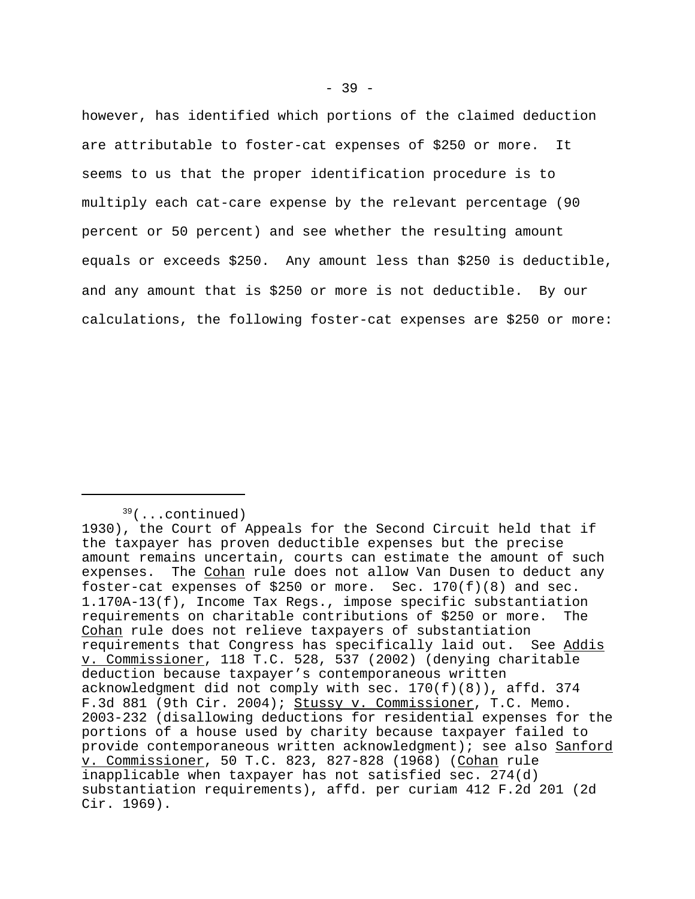however, has identified which portions of the claimed deduction are attributable to foster-cat expenses of $250 or more. It seems to us that the proper identification procedure is to multiply each cat-care expense by the relevant percentage (90 percent or 50 percent) and see whether the resulting amount equals or exceeds $250. Any amount less than $250 is deductible, and any amount that is $250 or more is not deductible. By our calculations, the following foster-cat expenses are $250 or more:

---

[39](...continued) 1930), the Court of Appeals for the Second Circuit held that if the taxpayer has proven deductible expenses but the precise amount remains uncertain, courts can estimate the amount of such expenses. The Cohan rule does not allow Van Dusen to deduct any foster-cat expenses of $250 or more. Sec. 170(f)(8) and sec. 1.170A-13(f), Income Tax Regs., impose specific substantiation requirements on charitable contributions of $250 or more. The Cohan rule does not relieve taxpayers of substantiation requirements that Congress has specifically laid out. See Addis v. Commissioner, 118 T.C. 528, 537 (2002) (denying charitable deduction because taxpayer's contemporaneous written acknowledgment did not comply with sec. 170(f)(8)), affd. 374 F.3d 881 (9th Cir. 2004); Stussy v. Commissioner, T.C. Memo. 2003-232 (disallowing deductions for residential expenses for the portions of a house used by charity because taxpayer failed to provide contemporaneous written acknowledgment); see also Sanford v. Commissioner, 50 T.C. 823, 827-828 (1968) (Cohan rule inapplicable when taxpayer has not satisfied sec. 274(d) substantiation requirements), affd. per curiam 412 F.2d 201 (2d Cir. 1969).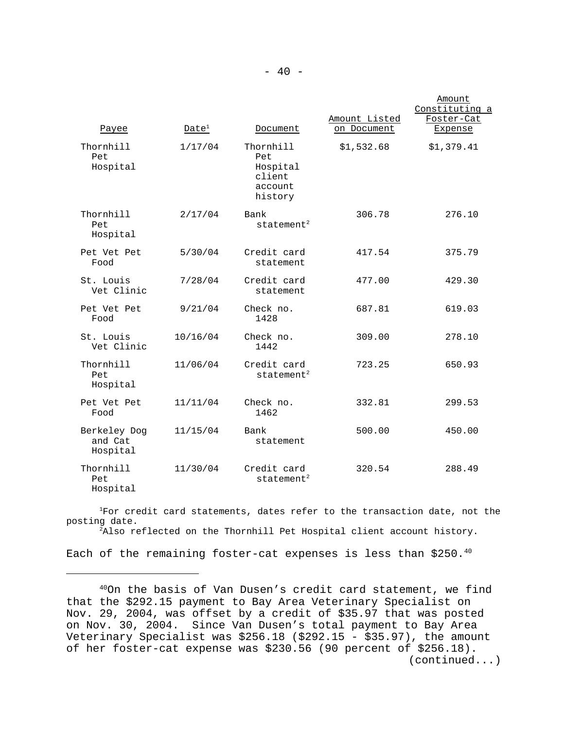| Payee | Date[1] | Document | Amount Listed on Document | Amount Constituting a Foster-Cat Expense |
|---|---|---|---|---|
| Thornhill Pet Hospital | 1/17/04 | Thornhill Pet Hospital client account history | $1,532.68 | $1,379.41 |
| Thornhill Pet Hospital | 2/17/04 | Bank statement[2] | 306.78 | 276.10 |
| Pet Vet Pet Food | 5/30/04 | Credit card statement | 417.54 | 375.79 |
| St. Louis Vet Clinic | 7/28/04 | Credit card statement | 477.00 | 429.30 |
| Pet Vet Pet Food | 9/21/04 | Check no. 1428 | 687.81 | 619.03 |
| St. Louis Vet Clinic | 10/16/04 | Check no. 1442 | 309.00 | 278.10 |
| Thornhill Pet Hospital | 11/06/04 | Credit card statement[2] | 723.25 | 650.93 |
| Pet Vet Pet Food | 11/11/04 | Check no. 1462 | 332.81 | 299.53 |
| Berkeley Dog and Cat Hospital | 11/15/04 | Bank statement | 500.00 | 450.00 |
| Thornhill Pet Hospital | 11/30/04 | Credit card statement[2] | 320.54 | 288.49 |

[1]For credit card statements, dates refer to the transaction date, not the posting date.
[2]Also reflected on the Thornhill Pet Hospital client account history.

Each of the remaining foster-cat expenses is less than $250.[40]

---

[40]On the basis of Van Dusen's credit card statement, we find that the $292.15 payment to Bay Area Veterinary Specialist on Nov. 29, 2004, was offset by a credit of $35.97 that was posted on Nov. 30, 2004. Since Van Dusen's total payment to Bay Area Veterinary Specialist was $256.18 ($292.15 - $35.97), the amount of her foster-cat expense was $230.56 (90 percent of $256.18).
(continued...)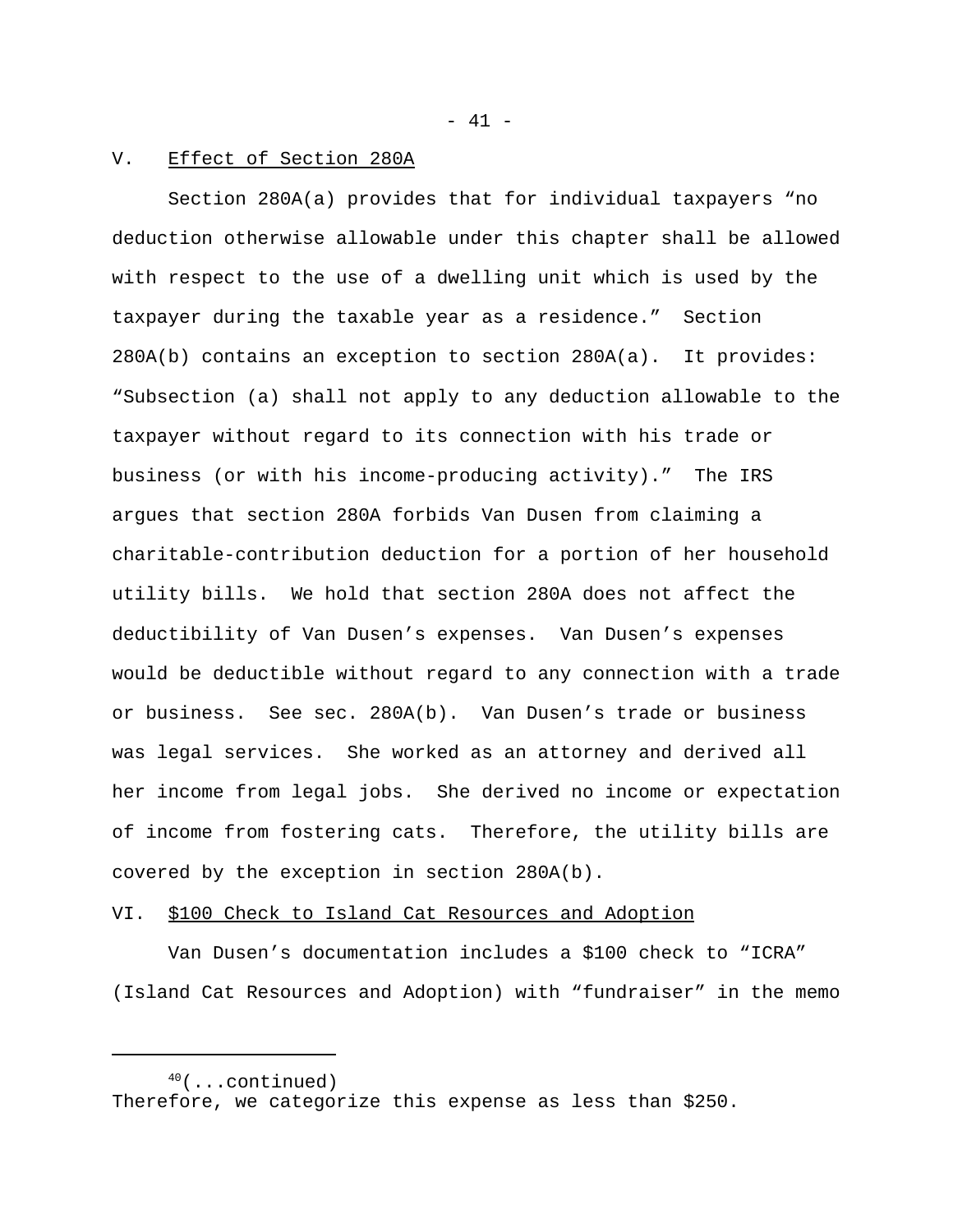## V. Effect of Section 280A

Section 280A(a) provides that for individual taxpayers "no deduction otherwise allowable under this chapter shall be allowed with respect to the use of a dwelling unit which is used by the taxpayer during the taxable year as a residence." Section 280A(b) contains an exception to section 280A(a). It provides: "Subsection (a) shall not apply to any deduction allowable to the taxpayer without regard to its connection with his trade or business (or with his income-producing activity)." The IRS argues that section 280A forbids Van Dusen from claiming a charitable-contribution deduction for a portion of her household utility bills. We hold that section 280A does not affect the deductibility of Van Dusen's expenses. Van Dusen's expenses would be deductible without regard to any connection with a trade or business. See sec. 280A(b). Van Dusen's trade or business was legal services. She worked as an attorney and derived all her income from legal jobs. She derived no income or expectation of income from fostering cats. Therefore, the utility bills are covered by the exception in section 280A(b).

## VI. $100 Check to Island Cat Resources and Adoption

Van Dusen's documentation includes a $100 check to "ICRA" (Island Cat Resources and Adoption) with "fundraiser" in the memo

---

[40](...continued)
Therefore, we categorize this expense as less than $250.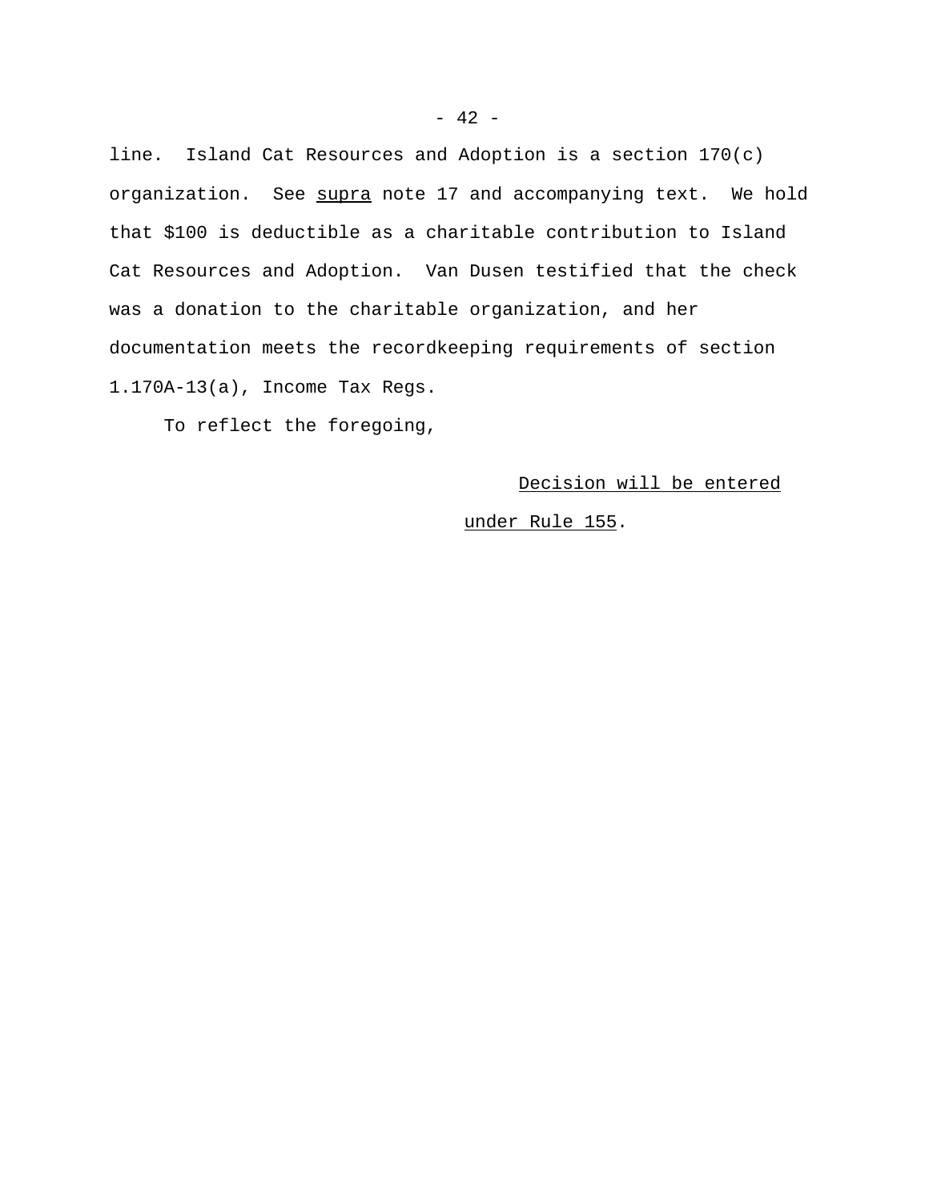line. Island Cat Resources and Adoption is a section 170(c) organization. See _supra_ note 17 and accompanying text. We hold that $100 is deductible as a charitable contribution to Island Cat Resources and Adoption. Van Dusen testified that the check was a donation to the charitable organization, and her documentation meets the recordkeeping requirements of section 1.170A-13(a), Income Tax Regs.

To reflect the foregoing,

_Decision will be entered under Rule 155_.